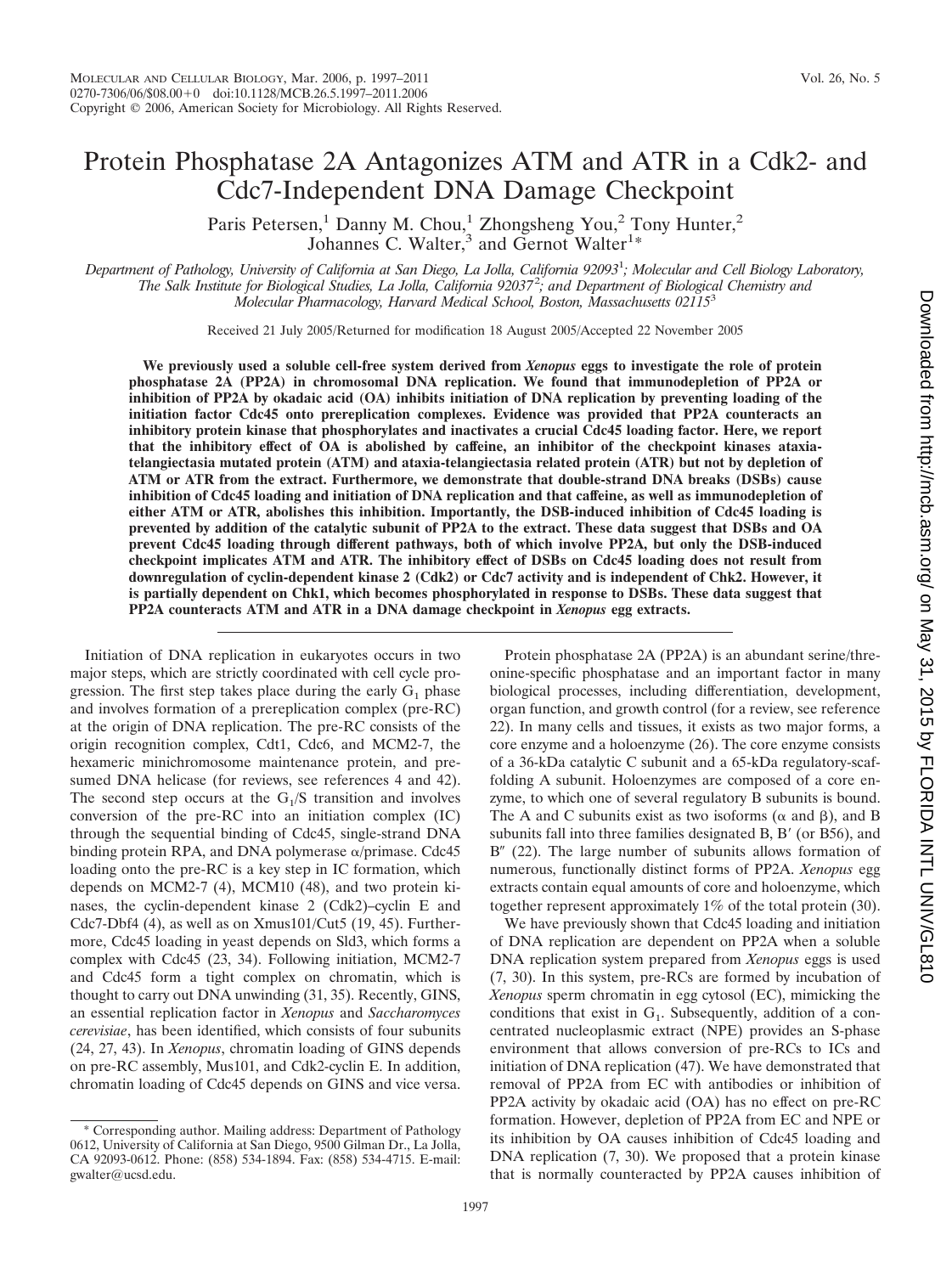# Protein Phosphatase 2A Antagonizes ATM and ATR in a Cdk2- and Cdc7-Independent DNA Damage Checkpoint

Paris Petersen,[1] Danny M. Chou,[1] Zhongsheng You,[2] Tony Hunter,[2] Johannes C. Walter,[3] and Gernot Walter[1]*

*Department of Pathology, University of California at San Diego, La Jolla, California 92093*[1]*; Molecular and Cell Biology Laboratory, The Salk Institute for Biological Studies, La Jolla, California 92037*[2]*; and Department of Biological Chemistry and Molecular Pharmacology, Harvard Medical School, Boston, Massachusetts 02115*[3]

Received 21 July 2005/Returned for modification 18 August 2005/Accepted 22 November 2005

**We previously used a soluble cell-free system derived from *Xenopus* eggs to investigate the role of protein phosphatase 2A (PP2A) in chromosomal DNA replication. We found that immunodepletion of PP2A or inhibition of PP2A by okadaic acid (OA) inhibits initiation of DNA replication by preventing loading of the initiation factor Cdc45 onto prereplication complexes. Evidence was provided that PP2A counteracts an inhibitory protein kinase that phosphorylates and inactivates a crucial Cdc45 loading factor. Here, we report that the inhibitory effect of OA is abolished by caffeine, an inhibitor of the checkpoint kinases ataxia-telangiectasia mutated protein (ATM) and ataxia-telangiectasia related protein (ATR) but not by depletion of ATM or ATR from the extract. Furthermore, we demonstrate that double-strand DNA breaks (DSBs) cause inhibition of Cdc45 loading and initiation of DNA replication and that caffeine, as well as immunodepletion of either ATM or ATR, abolishes this inhibition. Importantly, the DSB-induced inhibition of Cdc45 loading is prevented by addition of the catalytic subunit of PP2A to the extract. These data suggest that DSBs and OA prevent Cdc45 loading through different pathways, both of which involve PP2A, but only the DSB-induced checkpoint implicates ATM and ATR. The inhibitory effect of DSBs on Cdc45 loading does not result from downregulation of cyclin-dependent kinase 2 (Cdk2) or Cdc7 activity and is independent of Chk2. However, it is partially dependent on Chk1, which becomes phosphorylated in response to DSBs. These data suggest that PP2A counteracts ATM and ATR in a DNA damage checkpoint in *Xenopus* egg extracts.**

Initiation of DNA replication in eukaryotes occurs in two major steps, which are strictly coordinated with cell cycle progression. The first step takes place during the early $G_1$ phase and involves formation of a prereplication complex (pre-RC) at the origin of DNA replication. The pre-RC consists of the origin recognition complex, Cdt1, Cdc6, and MCM2-7, the hexameric minichromosome maintenance protein, and presumed DNA helicase (for reviews, see references 4 and 42). The second step occurs at the $G_1$/S transition and involves conversion of the pre-RC into an initiation complex (IC) through the sequential binding of Cdc45, single-strand DNA binding protein RPA, and DNA polymerase α/primase. Cdc45 loading onto the pre-RC is a key step in IC formation, which depends on MCM2-7 (4), MCM10 (48), and two protein kinases, the cyclin-dependent kinase 2 (Cdk2)–cyclin E and Cdc7-Dbf4 (4), as well as on Xmus101/Cut5 (19, 45). Furthermore, Cdc45 loading in yeast depends on Sld3, which forms a complex with Cdc45 (23, 34). Following initiation, MCM2-7 and Cdc45 form a tight complex on chromatin, which is thought to carry out DNA unwinding (31, 35). Recently, GINS, an essential replication factor in *Xenopus* and *Saccharomyces cerevisiae*, has been identified, which consists of four subunits (24, 27, 43). In *Xenopus*, chromatin loading of GINS depends on pre-RC assembly, Mus101, and Cdk2-cyclin E. In addition, chromatin loading of Cdc45 depends on GINS and vice versa.

Protein phosphatase 2A (PP2A) is an abundant serine/threonine-specific phosphatase and an important factor in many biological processes, including differentiation, development, organ function, and growth control (for a review, see reference 22). In many cells and tissues, it exists as two major forms, a core enzyme and a holoenzyme (26). The core enzyme consists of a 36-kDa catalytic C subunit and a 65-kDa regulatory-scaffolding A subunit. Holoenzymes are composed of a core enzyme, to which one of several regulatory B subunits is bound. The A and C subunits exist as two isoforms (α and β), and B subunits fall into three families designated B, B′ (or B56), and B″ (22). The large number of subunits allows formation of numerous, functionally distinct forms of PP2A. *Xenopus* egg extracts contain equal amounts of core and holoenzyme, which together represent approximately 1% of the total protein (30).

We have previously shown that Cdc45 loading and initiation of DNA replication are dependent on PP2A when a soluble DNA replication system prepared from *Xenopus* eggs is used (7, 30). In this system, pre-RCs are formed by incubation of *Xenopus* sperm chromatin in egg cytosol (EC), mimicking the conditions that exist in $G_1$. Subsequently, addition of a concentrated nucleoplasmic extract (NPE) provides an S-phase environment that allows conversion of pre-RCs to ICs and initiation of DNA replication (47). We have demonstrated that removal of PP2A from EC with antibodies or inhibition of PP2A activity by okadaic acid (OA) has no effect on pre-RC formation. However, depletion of PP2A from EC and NPE or its inhibition by OA causes inhibition of Cdc45 loading and DNA replication (7, 30). We proposed that a protein kinase that is normally counteracted by PP2A causes inhibition of

\* Corresponding author. Mailing address: Department of Pathology 0612, University of California at San Diego, 9500 Gilman Dr., La Jolla, CA 92093-0612. Phone: (858) 534-1894. Fax: (858) 534-4715. E-mail: gwalter@ucsd.edu.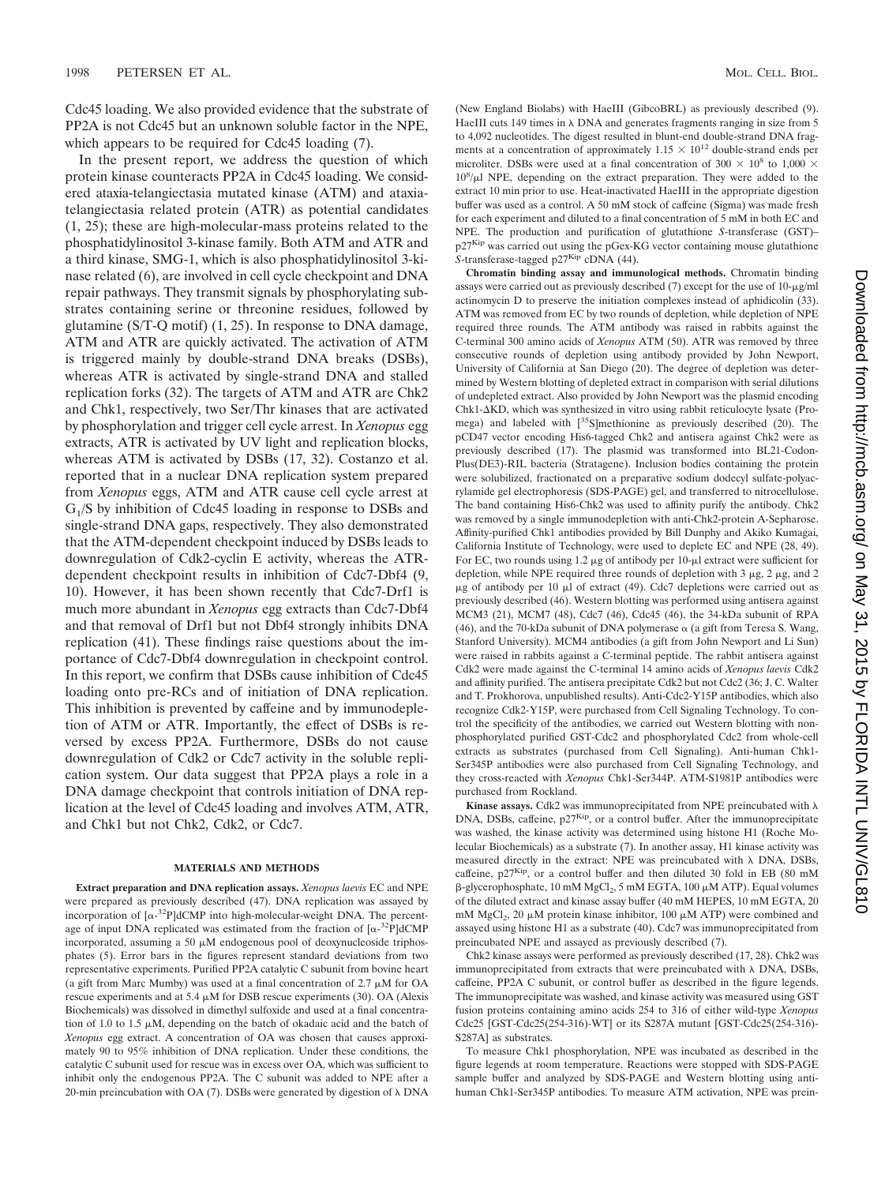Cdc45 loading. We also provided evidence that the substrate of PP2A is not Cdc45 but an unknown soluble factor in the NPE, which appears to be required for Cdc45 loading (7).

In the present report, we address the question of which protein kinase counteracts PP2A in Cdc45 loading. We considered ataxia-telangiectasia mutated kinase (ATM) and ataxia-telangiectasia related protein (ATR) as potential candidates (1, 25); these are high-molecular-mass proteins related to the phosphatidylinositol 3-kinase family. Both ATM and ATR and a third kinase, SMG-1, which is also phosphatidylinositol 3-kinase related (6), are involved in cell cycle checkpoint and DNA repair pathways. They transmit signals by phosphorylating substrates containing serine or threonine residues, followed by glutamine (S/T-Q motif) (1, 25). In response to DNA damage, ATM and ATR are quickly activated. The activation of ATM is triggered mainly by double-strand DNA breaks (DSBs), whereas ATR is activated by single-strand DNA and stalled replication forks (32). The targets of ATM and ATR are Chk2 and Chk1, respectively, two Ser/Thr kinases that are activated by phosphorylation and trigger cell cycle arrest. In *Xenopus* egg extracts, ATR is activated by UV light and replication blocks, whereas ATM is activated by DSBs (17, 32). Costanzo et al. reported that in a nuclear DNA replication system prepared from *Xenopus* eggs, ATM and ATR cause cell cycle arrest at $G_1$/S by inhibition of Cdc45 loading in response to DSBs and single-strand DNA gaps, respectively. They also demonstrated that the ATM-dependent checkpoint induced by DSBs leads to downregulation of Cdk2-cyclin E activity, whereas the ATR-dependent checkpoint results in inhibition of Cdc7-Dbf4 (9, 10). However, it has been shown recently that Cdc7-Drf1 is much more abundant in *Xenopus* egg extracts than Cdc7-Dbf4 and that removal of Drf1 but not Dbf4 strongly inhibits DNA replication (41). These findings raise questions about the importance of Cdc7-Dbf4 downregulation in checkpoint control. In this report, we confirm that DSBs cause inhibition of Cdc45 loading onto pre-RCs and of initiation of DNA replication. This inhibition is prevented by caffeine and by immunodepletion of ATM or ATR. Importantly, the effect of DSBs is reversed by excess PP2A. Furthermore, DSBs do not cause downregulation of Cdk2 or Cdc7 activity in the soluble replication system. Our data suggest that PP2A plays a role in a DNA damage checkpoint that controls initiation of DNA replication at the level of Cdc45 loading and involves ATM, ATR, and Chk1 but not Chk2, Cdk2, or Cdc7.

## MATERIALS AND METHODS

**Extract preparation and DNA replication assays.** *Xenopus laevis* EC and NPE were prepared as previously described (47). DNA replication was assayed by incorporation of [$\alpha$-$^{32}$P]dCMP into high-molecular-weight DNA. The percentage of input DNA replicated was estimated from the fraction of [$\alpha$-$^{32}$P]dCMP incorporated, assuming a 50 μM endogenous pool of deoxynucleoside triphosphates (5). Error bars in the figures represent standard deviations from two representative experiments. Purified PP2A catalytic C subunit from bovine heart (a gift from Marc Mumby) was used at a final concentration of 2.7 μM for OA rescue experiments and at 5.4 μM for DSB rescue experiments (30). OA (Alexis Biochemicals) was dissolved in dimethyl sulfoxide and used at a final concentration of 1.0 to 1.5 μM, depending on the batch of okadaic acid and the batch of *Xenopus* egg extract. A concentration of OA was chosen that causes approximately 90 to 95% inhibition of DNA replication. Under these conditions, the catalytic C subunit used for rescue was in excess over OA, which was sufficient to inhibit only the endogenous PP2A. The C subunit was added to NPE after a 20-min preincubation with OA (7). DSBs were generated by digestion of λ DNA (New England Biolabs) with HaeIII (GibcoBRL) as previously described (9). HaeIII cuts 149 times in λ DNA and generates fragments ranging in size from 5 to 4,092 nucleotides. The digest resulted in blunt-end double-strand DNA fragments at a concentration of approximately $1.15 \times 10^{12}$ double-strand ends per microliter. DSBs were used at a final concentration of $300 \times 10^8$ to $1,000 \times 10^8$/μl NPE, depending on the extract preparation. They were added to the extract 10 min prior to use. Heat-inactivated HaeIII in the appropriate digestion buffer was used as a control. A 50 mM stock of caffeine (Sigma) was made fresh for each experiment and diluted to a final concentration of 5 mM in both EC and NPE. The production and purification of glutathione *S*-transferase (GST)–p27$^{Kip}$ was carried out using the pGex-KG vector containing mouse glutathione *S*-transferase-tagged p27$^{Kip}$ cDNA (44).

**Chromatin binding assay and immunological methods.** Chromatin binding assays were carried out as previously described (7) except for the use of 10-μg/ml actinomycin D to preserve the initiation complexes instead of aphidicolin (33). ATM was removed from EC by two rounds of depletion, while depletion of NPE required three rounds. The ATM antibody was raised in rabbits against the C-terminal 300 amino acids of *Xenopus* ATM (50). ATR was removed by three consecutive rounds of depletion using antibody provided by John Newport, University of California at San Diego (20). The degree of depletion was determined by Western blotting of depleted extract in comparison with serial dilutions of undepleted extract. Also provided by John Newport was the plasmid encoding Chk1-ΔKD, which was synthesized in vitro using rabbit reticulocyte lysate (Promega) and labeled with [$^{35}$S]methionine as previously described (20). The pCD47 vector encoding His6-tagged Chk2 and antisera against Chk2 were as previously described (17). The plasmid was transformed into BL21-Codon-Plus(DE3)-RIL bacteria (Stratagene). Inclusion bodies containing the protein were solubilized, fractionated on a preparative sodium dodecyl sulfate-polyacrylamide gel electrophoresis (SDS-PAGE) gel, and transferred to nitrocellulose. The band containing His6-Chk2 was used to affinity purify the antibody. Chk2 was removed by a single immunodepletion with anti-Chk2-protein A-Sepharose. Affinity-purified Chk1 antibodies provided by Bill Dunphy and Akiko Kumagai, California Institute of Technology, were used to deplete EC and NPE (28, 49). For EC, two rounds using 1.2 μg of antibody per 10-μl extract were sufficient for depletion, while NPE required three rounds of depletion with 3 μg, 2 μg, and 2 μg of antibody per 10 μl of extract (49). Cdc7 depletions were carried out as previously described (46). Western blotting was performed using antisera against MCM3 (21), MCM7 (48), Cdc7 (46), Cdc45 (46), the 34-kDa subunit of RPA (46), and the 70-kDa subunit of DNA polymerase α (a gift from Teresa S. Wang, Stanford University). MCM4 antibodies (a gift from John Newport and Li Sun) were raised in rabbits against a C-terminal peptide. The rabbit antisera against Cdk2 were made against the C-terminal 14 amino acids of *Xenopus laevis* Cdk2 and affinity purified. The antisera precipitate Cdk2 but not Cdc2 (36; J. C. Walter and T. Prokhorova, unpublished results). Anti-Cdc2-Y15P antibodies, which also recognize Cdk2-Y15P, were purchased from Cell Signaling Technology. To control the specificity of the antibodies, we carried out Western blotting with nonphosphorylated purified GST-Cdc2 and phosphorylated Cdc2 from whole-cell extracts as substrates (purchased from Cell Signaling). Anti-human Chk1-Ser345P antibodies were also purchased from Cell Signaling Technology, and they cross-reacted with *Xenopus* Chk1-Ser344P. ATM-S1981P antibodies were purchased from Rockland.

**Kinase assays.** Cdk2 was immunoprecipitated from NPE preincubated with λ DNA, DSBs, caffeine, p27$^{Kip}$, or a control buffer. After the immunoprecipitate was washed, the kinase activity was determined using histone H1 (Roche Molecular Biochemicals) as a substrate (7). In another assay, H1 kinase activity was measured directly in the extract: NPE was preincubated with λ DNA, DSBs, caffeine, p27$^{Kip}$, or a control buffer and then diluted 30 fold in EB (80 mM β-glycerophosphate, 10 mM $MgCl_2$, 5 mM EGTA, 100 μM ATP). Equal volumes of the diluted extract and kinase assay buffer (40 mM HEPES, 10 mM EGTA, 20 mM $MgCl_2$, 20 μM protein kinase inhibitor, 100 μM ATP) were combined and assayed using histone H1 as a substrate (40). Cdc7 was immunoprecipitated from preincubated NPE and assayed as previously described (7).

Chk2 kinase assays were performed as previously described (17, 28). Chk2 was immunoprecipitated from extracts that were preincubated with λ DNA, DSBs, caffeine, PP2A C subunit, or control buffer as described in the figure legends. The immunoprecipitate was washed, and kinase activity was measured using GST fusion proteins containing amino acids 254 to 316 of either wild-type *Xenopus* Cdc25 [GST-Cdc25(254-316)-WT] or its S287A mutant [GST-Cdc25(254-316)-S287A] as substrates.

To measure Chk1 phosphorylation, NPE was incubated as described in the figure legends at room temperature. Reactions were stopped with SDS-PAGE sample buffer and analyzed by SDS-PAGE and Western blotting using anti-human Chk1-Ser345P antibodies. To measure ATM activation, NPE was prein-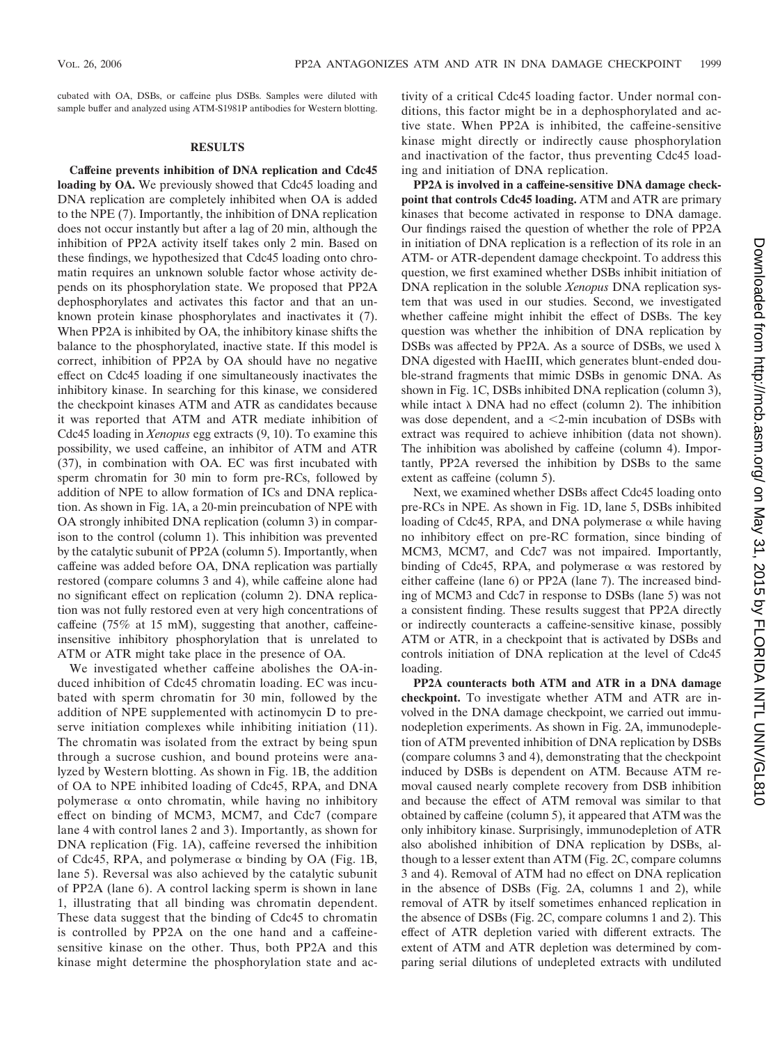cubated with OA, DSBs, or caffeine plus DSBs. Samples were diluted with sample buffer and analyzed using ATM-S1981P antibodies for Western blotting.

## RESULTS

**Caffeine prevents inhibition of DNA replication and Cdc45 loading by OA.** We previously showed that Cdc45 loading and DNA replication are completely inhibited when OA is added to the NPE (7). Importantly, the inhibition of DNA replication does not occur instantly but after a lag of 20 min, although the inhibition of PP2A activity itself takes only 2 min. Based on these findings, we hypothesized that Cdc45 loading onto chromatin requires an unknown soluble factor whose activity depends on its phosphorylation state. We proposed that PP2A dephosphorylates and activates this factor and that an unknown protein kinase phosphorylates and inactivates it (7). When PP2A is inhibited by OA, the inhibitory kinase shifts the balance to the phosphorylated, inactive state. If this model is correct, inhibition of PP2A by OA should have no negative effect on Cdc45 loading if one simultaneously inactivates the inhibitory kinase. In searching for this kinase, we considered the checkpoint kinases ATM and ATR as candidates because it was reported that ATM and ATR mediate inhibition of Cdc45 loading in *Xenopus* egg extracts (9, 10). To examine this possibility, we used caffeine, an inhibitor of ATM and ATR (37), in combination with OA. EC was first incubated with sperm chromatin for 30 min to form pre-RCs, followed by addition of NPE to allow formation of ICs and DNA replication. As shown in Fig. 1A, a 20-min preincubation of NPE with OA strongly inhibited DNA replication (column 3) in comparison to the control (column 1). This inhibition was prevented by the catalytic subunit of PP2A (column 5). Importantly, when caffeine was added before OA, DNA replication was partially restored (compare columns 3 and 4), while caffeine alone had no significant effect on replication (column 2). DNA replication was not fully restored even at very high concentrations of caffeine (75% at 15 mM), suggesting that another, caffeine-insensitive inhibitory phosphorylation that is unrelated to ATM or ATR might take place in the presence of OA.

We investigated whether caffeine abolishes the OA-induced inhibition of Cdc45 chromatin loading. EC was incubated with sperm chromatin for 30 min, followed by the addition of NPE supplemented with actinomycin D to preserve initiation complexes while inhibiting initiation (11). The chromatin was isolated from the extract by being spun through a sucrose cushion, and bound proteins were analyzed by Western blotting. As shown in Fig. 1B, the addition of OA to NPE inhibited loading of Cdc45, RPA, and DNA polymerase α onto chromatin, while having no inhibitory effect on binding of MCM3, MCM7, and Cdc7 (compare lane 4 with control lanes 2 and 3). Importantly, as shown for DNA replication (Fig. 1A), caffeine reversed the inhibition of Cdc45, RPA, and polymerase α binding by OA (Fig. 1B, lane 5). Reversal was also achieved by the catalytic subunit of PP2A (lane 6). A control lacking sperm is shown in lane 1, illustrating that all binding was chromatin dependent. These data suggest that the binding of Cdc45 to chromatin is controlled by PP2A on the one hand and a caffeine-sensitive kinase on the other. Thus, both PP2A and this kinase might determine the phosphorylation state and activity of a critical Cdc45 loading factor. Under normal conditions, this factor might be in a dephosphorylated and active state. When PP2A is inhibited, the caffeine-sensitive kinase might directly or indirectly cause phosphorylation and inactivation of the factor, thus preventing Cdc45 loading and initiation of DNA replication.

**PP2A is involved in a caffeine-sensitive DNA damage checkpoint that controls Cdc45 loading.** ATM and ATR are primary kinases that become activated in response to DNA damage. Our findings raised the question of whether the role of PP2A in initiation of DNA replication is a reflection of its role in an ATM- or ATR-dependent damage checkpoint. To address this question, we first examined whether DSBs inhibit initiation of DNA replication in the soluble *Xenopus* DNA replication system that was used in our studies. Second, we investigated whether caffeine might inhibit the effect of DSBs. The key question was whether the inhibition of DNA replication by DSBs was affected by PP2A. As a source of DSBs, we used λ DNA digested with HaeIII, which generates blunt-ended double-strand fragments that mimic DSBs in genomic DNA. As shown in Fig. 1C, DSBs inhibited DNA replication (column 3), while intact λ DNA had no effect (column 2). The inhibition was dose dependent, and a <2-min incubation of DSBs with extract was required to achieve inhibition (data not shown). The inhibition was abolished by caffeine (column 4). Importantly, PP2A reversed the inhibition by DSBs to the same extent as caffeine (column 5).

Next, we examined whether DSBs affect Cdc45 loading onto pre-RCs in NPE. As shown in Fig. 1D, lane 5, DSBs inhibited loading of Cdc45, RPA, and DNA polymerase α while having no inhibitory effect on pre-RC formation, since binding of MCM3, MCM7, and Cdc7 was not impaired. Importantly, binding of Cdc45, RPA, and polymerase α was restored by either caffeine (lane 6) or PP2A (lane 7). The increased binding of MCM3 and Cdc7 in response to DSBs (lane 5) was not a consistent finding. These results suggest that PP2A directly or indirectly counteracts a caffeine-sensitive kinase, possibly ATM or ATR, in a checkpoint that is activated by DSBs and controls initiation of DNA replication at the level of Cdc45 loading.

**PP2A counteracts both ATM and ATR in a DNA damage checkpoint.** To investigate whether ATM and ATR are involved in the DNA damage checkpoint, we carried out immunodepletion experiments. As shown in Fig. 2A, immunodepletion of ATM prevented inhibition of DNA replication by DSBs (compare columns 3 and 4), demonstrating that the checkpoint induced by DSBs is dependent on ATM. Because ATM removal caused nearly complete recovery from DSB inhibition and because the effect of ATM removal was similar to that obtained by caffeine (column 5), it appeared that ATM was the only inhibitory kinase. Surprisingly, immunodepletion of ATR also abolished inhibition of DNA replication by DSBs, although to a lesser extent than ATM (Fig. 2C, compare columns 3 and 4). Removal of ATM had no effect on DNA replication in the absence of DSBs (Fig. 2A, columns 1 and 2), while removal of ATR by itself sometimes enhanced replication in the absence of DSBs (Fig. 2C, compare columns 1 and 2). This effect of ATR depletion varied with different extracts. The extent of ATM and ATR depletion was determined by comparing serial dilutions of undepleted extracts with undiluted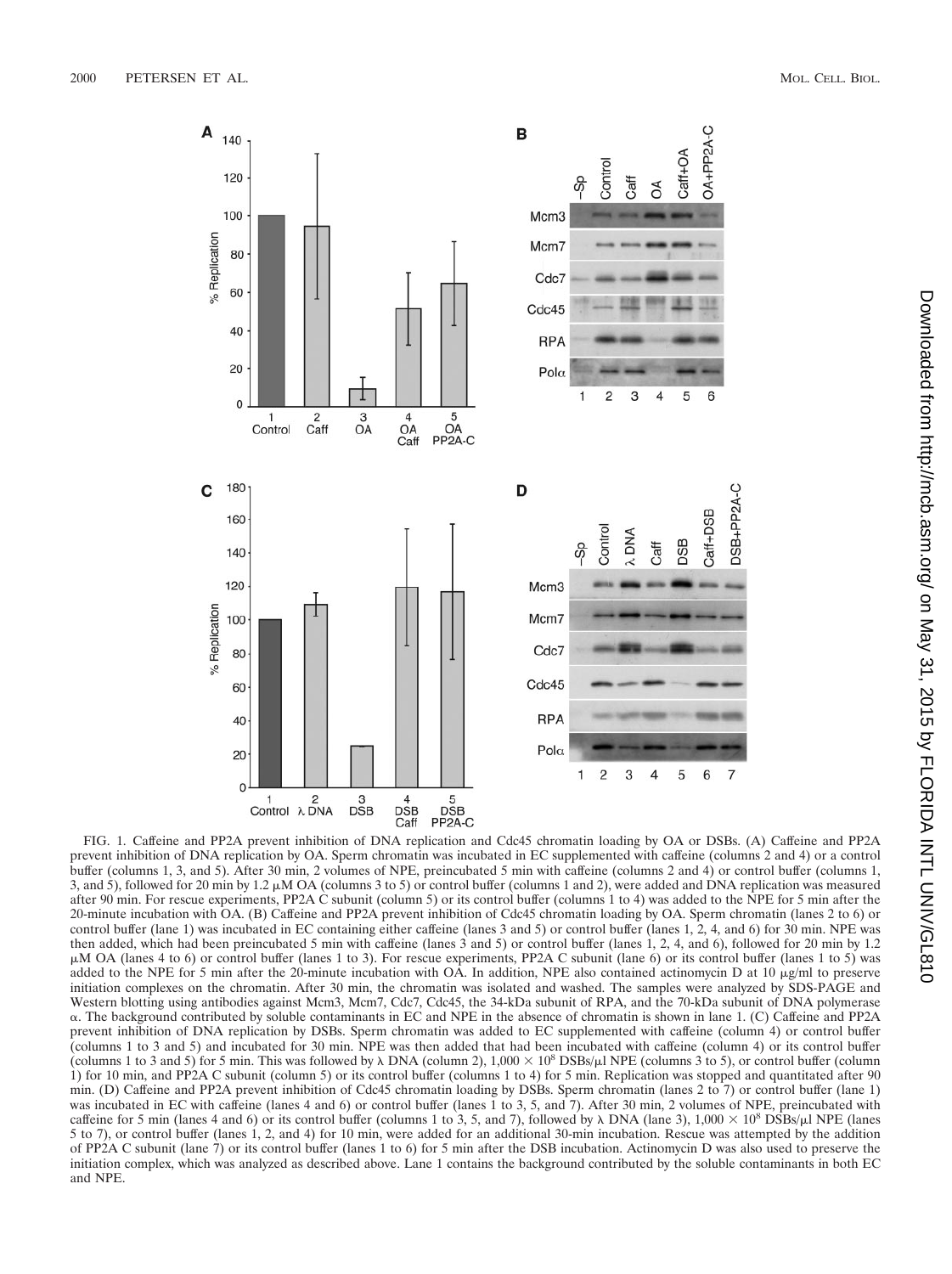FIG. 1. Caffeine and PP2A prevent inhibition of DNA replication and Cdc45 chromatin loading by OA or DSBs. (A) Caffeine and PP2A prevent inhibition of DNA replication by OA. Sperm chromatin was incubated in EC supplemented with caffeine (columns 2 and 4) or a control buffer (columns 1, 3, and 5). After 30 min, 2 volumes of NPE, preincubated 5 min with caffeine (columns 2 and 4) or control buffer (columns 1, 3, and 5), followed for 20 min by 1.2 μM OA (columns 3 to 5) or control buffer (columns 1 and 2), were added and DNA replication was measured after 90 min. For rescue experiments, PP2A C subunit (column 5) or its control buffer (columns 1 to 4) was added to the NPE for 5 min after the 20-minute incubation with OA. (B) Caffeine and PP2A prevent inhibition of Cdc45 chromatin loading by OA. Sperm chromatin (lanes 2 to 6) or control buffer (lane 1) was incubated in EC containing either caffeine (lanes 3 and 5) or control buffer (lanes 1, 2, 4, and 6) for 30 min. NPE was then added, which had been preincubated 5 min with caffeine (lanes 3 and 5) or control buffer (lanes 1, 2, 4, and 6), followed for 20 min by 1.2 μM OA (lanes 4 to 6) or control buffer (lanes 1 to 3). For rescue experiments, PP2A C subunit (lane 6) or its control buffer (lanes 1 to 5) was added to the NPE for 5 min after the 20-minute incubation with OA. In addition, NPE also contained actinomycin D at 10 μg/ml to preserve initiation complexes on the chromatin. After 30 min, the chromatin was isolated and washed. The samples were analyzed by SDS-PAGE and Western blotting using antibodies against Mcm3, Mcm7, Cdc7, Cdc45, the 34-kDa subunit of RPA, and the 70-kDa subunit of DNA polymerase α. The background contributed by soluble contaminants in EC and NPE in the absence of chromatin is shown in lane 1. (C) Caffeine and PP2A prevent inhibition of DNA replication by DSBs. Sperm chromatin was added to EC supplemented with caffeine (column 4) or control buffer (columns 1 to 3 and 5) and incubated for 30 min. NPE was then added that had been incubated with caffeine (column 4) or its control buffer (columns 1 to 3 and 5) for 5 min. This was followed by λ DNA (column 2), $1{,}000 \times 10^{8}$ DSBs/μl NPE (columns 3 to 5), or control buffer (column 1) for 10 min, and PP2A C subunit (column 5) or its control buffer (columns 1 to 4) for 5 min. Replication was stopped and quantitated after 90 min. (D) Caffeine and PP2A prevent inhibition of Cdc45 chromatin loading by DSBs. Sperm chromatin (lanes 2 to 7) or control buffer (lane 1) was incubated in EC with caffeine (lanes 4 and 6) or control buffer (lanes 1 to 3, 5, and 7). After 30 min, 2 volumes of NPE, preincubated with caffeine for 5 min (lanes 4 and 6) or its control buffer (columns 1 to 3, 5, and 7), followed by λ DNA (lane 3), $1{,}000 \times 10^{8}$ DSBs/μl NPE (lanes 5 to 7), or control buffer (lanes 1, 2, and 4) for 10 min, were added for an additional 30-min incubation. Rescue was attempted by the addition of PP2A C subunit (lane 7) or its control buffer (lanes 1 to 6) for 5 min after the DSB incubation. Actinomycin D was also used to preserve the initiation complex, which was analyzed as described above. Lane 1 contains the background contributed by the soluble contaminants in both EC and NPE.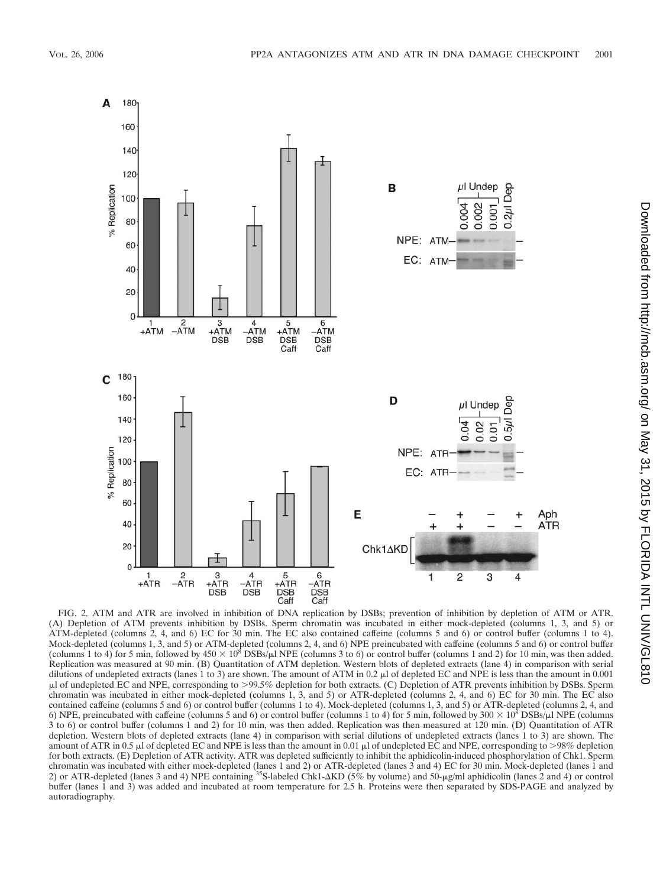FIG. 2. ATM and ATR are involved in inhibition of DNA replication by DSBs; prevention of inhibition by depletion of ATM or ATR. (A) Depletion of ATM prevents inhibition by DSBs. Sperm chromatin was incubated in either mock-depleted (columns 1, 3, and 5) or ATM-depleted (columns 2, 4, and 6) EC for 30 min. The EC also contained caffeine (columns 5 and 6) or control buffer (columns 1 to 4). Mock-depleted (columns 1, 3, and 5) or ATM-depleted (columns 2, 4, and 6) NPE preincubated with caffeine (columns 5 and 6) or control buffer (columns 1 to 4) for 5 min, followed by $450 \times 10^8$ DSBs/μl NPE (columns 3 to 6) or control buffer (columns 1 and 2) for 10 min, was then added. Replication was measured at 90 min. (B) Quantitation of ATM depletion. Western blots of depleted extracts (lane 4) in comparison with serial dilutions of undepleted extracts (lanes 1 to 3) are shown. The amount of ATM in 0.2 μl of depleted EC and NPE is less than the amount in 0.001 μl of undepleted EC and NPE, corresponding to >99.5% depletion for both extracts. (C) Depletion of ATR prevents inhibition by DSBs. Sperm chromatin was incubated in either mock-depleted (columns 1, 3, and 5) or ATR-depleted (columns 2, 4, and 6) EC for 30 min. The EC also contained caffeine (columns 5 and 6) or control buffer (columns 1 to 4). Mock-depleted (columns 1, 3, and 5) or ATR-depleted (columns 2, 4, and 6) NPE, preincubated with caffeine (columns 5 and 6) or control buffer (columns 1 to 4) for 5 min, followed by $300 \times 10^8$ DSBs/μl NPE (columns 3 to 6) or control buffer (columns 1 and 2) for 10 min, was then added. Replication was then measured at 120 min. (D) Quantitation of ATR depletion. Western blots of depleted extracts (lane 4) in comparison with serial dilutions of undepleted extracts (lanes 1 to 3) are shown. The amount of ATR in 0.5 μl of depleted EC and NPE is less than the amount in 0.01 μl of undepleted EC and NPE, corresponding to >98% depletion for both extracts. (E) Depletion of ATR activity. ATR was depleted sufficiently to inhibit the aphidicolin-induced phosphorylation of Chk1. Sperm chromatin was incubated with either mock-depleted (lanes 1 and 2) or ATR-depleted (lanes 3 and 4) EC for 30 min. Mock-depleted (lanes 1 and 2) or ATR-depleted (lanes 3 and 4) NPE containing $^{35}$S-labeled Chk1-ΔKD (5% by volume) and 50-μg/ml aphidicolin (lanes 2 and 4) or control buffer (lanes 1 and 3) was added and incubated at room temperature for 2.5 h. Proteins were then separated by SDS-PAGE and analyzed by autoradiography.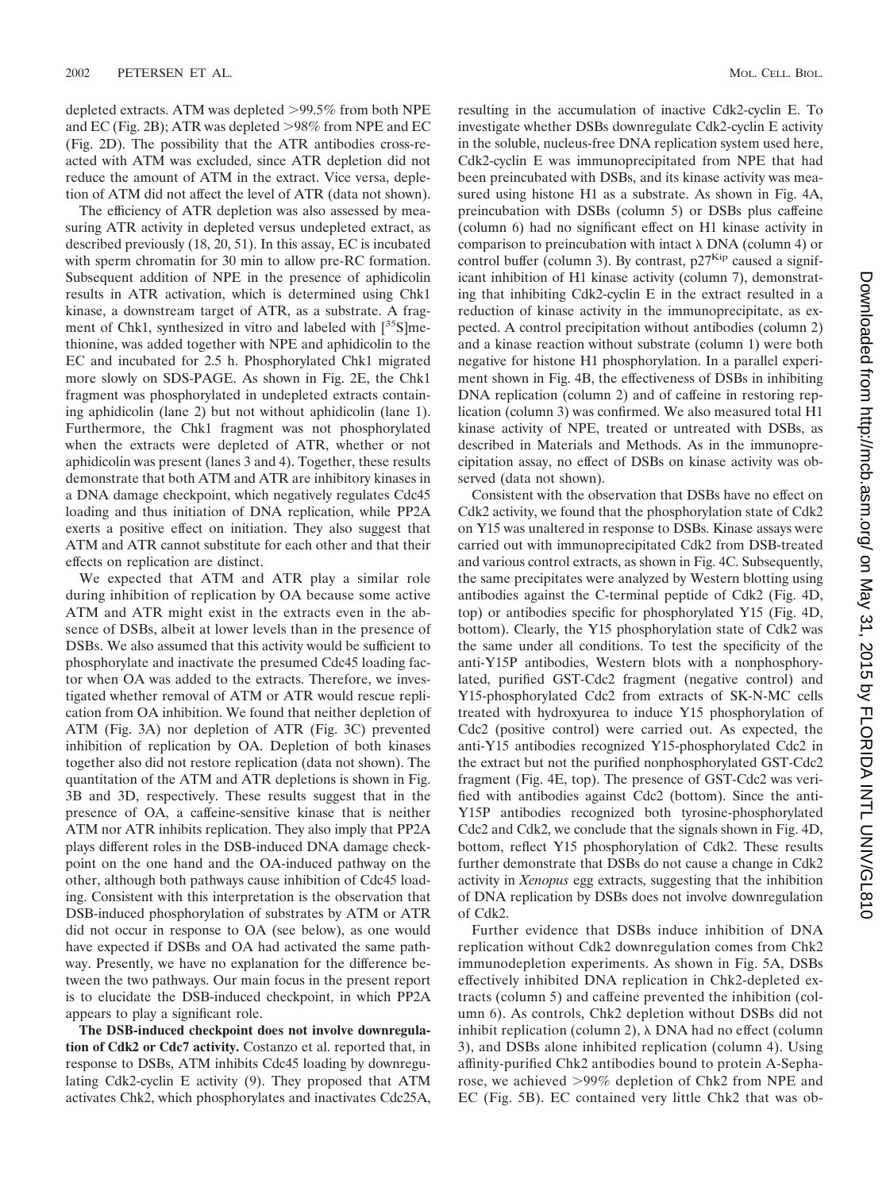depleted extracts. ATM was depleted >99.5% from both NPE and EC (Fig. 2B); ATR was depleted >98% from NPE and EC (Fig. 2D). The possibility that the ATR antibodies cross-reacted with ATM was excluded, since ATR depletion did not reduce the amount of ATM in the extract. Vice versa, depletion of ATM did not affect the level of ATR (data not shown).

The efficiency of ATR depletion was also assessed by measuring ATR activity in depleted versus undepleted extract, as described previously (18, 20, 51). In this assay, EC is incubated with sperm chromatin for 30 min to allow pre-RC formation. Subsequent addition of NPE in the presence of aphidicolin results in ATR activation, which is determined using Chk1 kinase, a downstream target of ATR, as a substrate. A fragment of Chk1, synthesized in vitro and labeled with [$^{35}$S]methionine, was added together with NPE and aphidicolin to the EC and incubated for 2.5 h. Phosphorylated Chk1 migrated more slowly on SDS-PAGE. As shown in Fig. 2E, the Chk1 fragment was phosphorylated in undepleted extracts containing aphidicolin (lane 2) but not without aphidicolin (lane 1). Furthermore, the Chk1 fragment was not phosphorylated when the extracts were depleted of ATR, whether or not aphidicolin was present (lanes 3 and 4). Together, these results demonstrate that both ATM and ATR are inhibitory kinases in a DNA damage checkpoint, which negatively regulates Cdc45 loading and thus initiation of DNA replication, while PP2A exerts a positive effect on initiation. They also suggest that ATM and ATR cannot substitute for each other and that their effects on replication are distinct.

We expected that ATM and ATR play a similar role during inhibition of replication by OA because some active ATM and ATR might exist in the extracts even in the absence of DSBs, albeit at lower levels than in the presence of DSBs. We also assumed that this activity would be sufficient to phosphorylate and inactivate the presumed Cdc45 loading factor when OA was added to the extracts. Therefore, we investigated whether removal of ATM or ATR would rescue replication from OA inhibition. We found that neither depletion of ATM (Fig. 3A) nor depletion of ATR (Fig. 3C) prevented inhibition of replication by OA. Depletion of both kinases together also did not restore replication (data not shown). The quantitation of the ATM and ATR depletions is shown in Fig. 3B and 3D, respectively. These results suggest that in the presence of OA, a caffeine-sensitive kinase that is neither ATM nor ATR inhibits replication. They also imply that PP2A plays different roles in the DSB-induced DNA damage checkpoint on the one hand and the OA-induced pathway on the other, although both pathways cause inhibition of Cdc45 loading. Consistent with this interpretation is the observation that DSB-induced phosphorylation of substrates by ATM or ATR did not occur in response to OA (see below), as one would have expected if DSBs and OA had activated the same pathway. Presently, we have no explanation for the difference between the two pathways. Our main focus in the present report is to elucidate the DSB-induced checkpoint, in which PP2A appears to play a significant role.

**The DSB-induced checkpoint does not involve downregulation of Cdk2 or Cdc7 activity.** Costanzo et al. reported that, in response to DSBs, ATM inhibits Cdc45 loading by downregulating Cdk2-cyclin E activity (9). They proposed that ATM activates Chk2, which phosphorylates and inactivates Cdc25A, resulting in the accumulation of inactive Cdk2-cyclin E. To investigate whether DSBs downregulate Cdk2-cyclin E activity in the soluble, nucleus-free DNA replication system used here, Cdk2-cyclin E was immunoprecipitated from NPE that had been preincubated with DSBs, and its kinase activity was measured using histone H1 as a substrate. As shown in Fig. 4A, preincubation with DSBs (column 5) or DSBs plus caffeine (column 6) had no significant effect on H1 kinase activity in comparison to preincubation with intact λ DNA (column 4) or control buffer (column 3). By contrast, p27$^{Kip}$ caused a significant inhibition of H1 kinase activity (column 7), demonstrating that inhibiting Cdk2-cyclin E in the extract resulted in a reduction of kinase activity in the immunoprecipitate, as expected. A control precipitation without antibodies (column 2) and a kinase reaction without substrate (column 1) were both negative for histone H1 phosphorylation. In a parallel experiment shown in Fig. 4B, the effectiveness of DSBs in inhibiting DNA replication (column 2) and of caffeine in restoring replication (column 3) was confirmed. We also measured total H1 kinase activity of NPE, treated or untreated with DSBs, as described in Materials and Methods. As in the immunoprecipitation assay, no effect of DSBs on kinase activity was observed (data not shown).

Consistent with the observation that DSBs have no effect on Cdk2 activity, we found that the phosphorylation state of Cdk2 on Y15 was unaltered in response to DSBs. Kinase assays were carried out with immunoprecipitated Cdk2 from DSB-treated and various control extracts, as shown in Fig. 4C. Subsequently, the same precipitates were analyzed by Western blotting using antibodies against the C-terminal peptide of Cdk2 (Fig. 4D, top) or antibodies specific for phosphorylated Y15 (Fig. 4D, bottom). Clearly, the Y15 phosphorylation state of Cdk2 was the same under all conditions. To test the specificity of the anti-Y15P antibodies, Western blots with a nonphosphorylated, purified GST-Cdc2 fragment (negative control) and Y15-phosphorylated Cdc2 from extracts of SK-N-MC cells treated with hydroxyurea to induce Y15 phosphorylation of Cdc2 (positive control) were carried out. As expected, the anti-Y15 antibodies recognized Y15-phosphorylated Cdc2 in the extract but not the purified nonphosphorylated GST-Cdc2 fragment (Fig. 4E, top). The presence of GST-Cdc2 was verified with antibodies against Cdc2 (bottom). Since the anti-Y15P antibodies recognized both tyrosine-phosphorylated Cdc2 and Cdk2, we conclude that the signals shown in Fig. 4D, bottom, reflect Y15 phosphorylation of Cdk2. These results further demonstrate that DSBs do not cause a change in Cdk2 activity in *Xenopus* egg extracts, suggesting that the inhibition of DNA replication by DSBs does not involve downregulation of Cdk2.

Further evidence that DSBs induce inhibition of DNA replication without Cdk2 downregulation comes from Chk2 immunodepletion experiments. As shown in Fig. 5A, DSBs effectively inhibited DNA replication in Chk2-depleted extracts (column 5) and caffeine prevented the inhibition (column 6). As controls, Chk2 depletion without DSBs did not inhibit replication (column 2), λ DNA had no effect (column 3), and DSBs alone inhibited replication (column 4). Using affinity-purified Chk2 antibodies bound to protein A-Sepharose, we achieved >99% depletion of Chk2 from NPE and EC (Fig. 5B). EC contained very little Chk2 that was ob-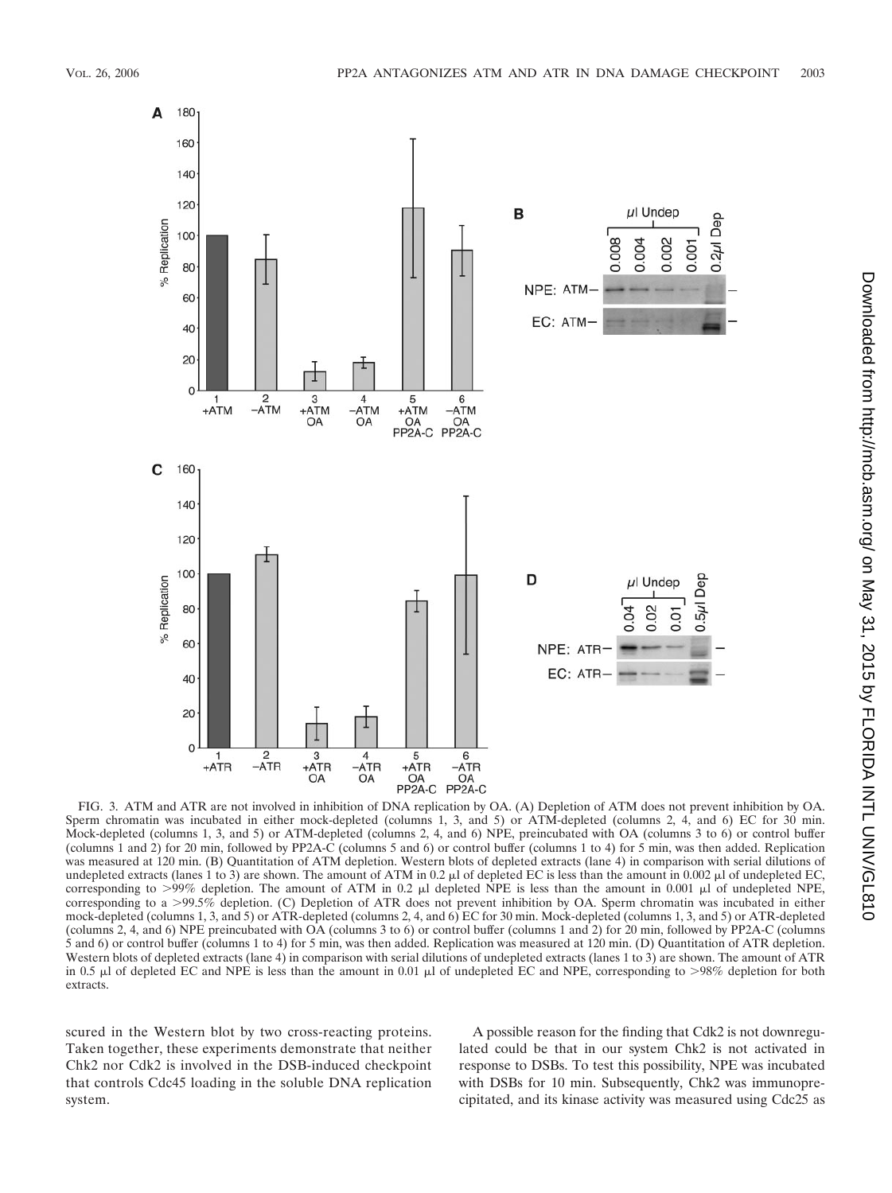FIG. 3. ATM and ATR are not involved in inhibition of DNA replication by OA. (A) Depletion of ATM does not prevent inhibition by OA. Sperm chromatin was incubated in either mock-depleted (columns 1, 3, and 5) or ATM-depleted (columns 2, 4, and 6) EC for 30 min. Mock-depleted (columns 1, 3, and 5) or ATM-depleted (columns 2, 4, and 6) NPE, preincubated with OA (columns 3 to 6) or control buffer (columns 1 and 2) for 20 min, followed by PP2A-C (columns 5 and 6) or control buffer (columns 1 to 4) for 5 min, was then added. Replication was measured at 120 min. (B) Quantitation of ATM depletion. Western blots of depleted extracts (lane 4) in comparison with serial dilutions of undepleted extracts (lanes 1 to 3) are shown. The amount of ATM in 0.2 μl of depleted EC is less than the amount in 0.002 μl of undepleted EC, corresponding to >99% depletion. The amount of ATM in 0.2 μl depleted NPE is less than the amount in 0.001 μl of undepleted NPE, corresponding to a >99.5% depletion. (C) Depletion of ATR does not prevent inhibition by OA. Sperm chromatin was incubated in either mock-depleted (columns 1, 3, and 5) or ATR-depleted (columns 2, 4, and 6) EC for 30 min. Mock-depleted (columns 1, 3, and 5) or ATR-depleted (columns 2, 4, and 6) NPE preincubated with OA (columns 3 to 6) or control buffer (columns 1 and 2) for 20 min, followed by PP2A-C (columns 5 and 6) or control buffer (columns 1 to 4) for 5 min, was then added. Replication was measured at 120 min. (D) Quantitation of ATR depletion. Western blots of depleted extracts (lane 4) in comparison with serial dilutions of undepleted extracts (lanes 1 to 3) are shown. The amount of ATR in 0.5 μl of depleted EC and NPE is less than the amount in 0.01 μl of undepleted EC and NPE, corresponding to >98% depletion for both extracts.

scured in the Western blot by two cross-reacting proteins. Taken together, these experiments demonstrate that neither Chk2 nor Cdk2 is involved in the DSB-induced checkpoint that controls Cdc45 loading in the soluble DNA replication system.

A possible reason for the finding that Cdk2 is not downregulated could be that in our system Chk2 is not activated in response to DSBs. To test this possibility, NPE was incubated with DSBs for 10 min. Subsequently, Chk2 was immunoprecipitated, and its kinase activity was measured using Cdc25 as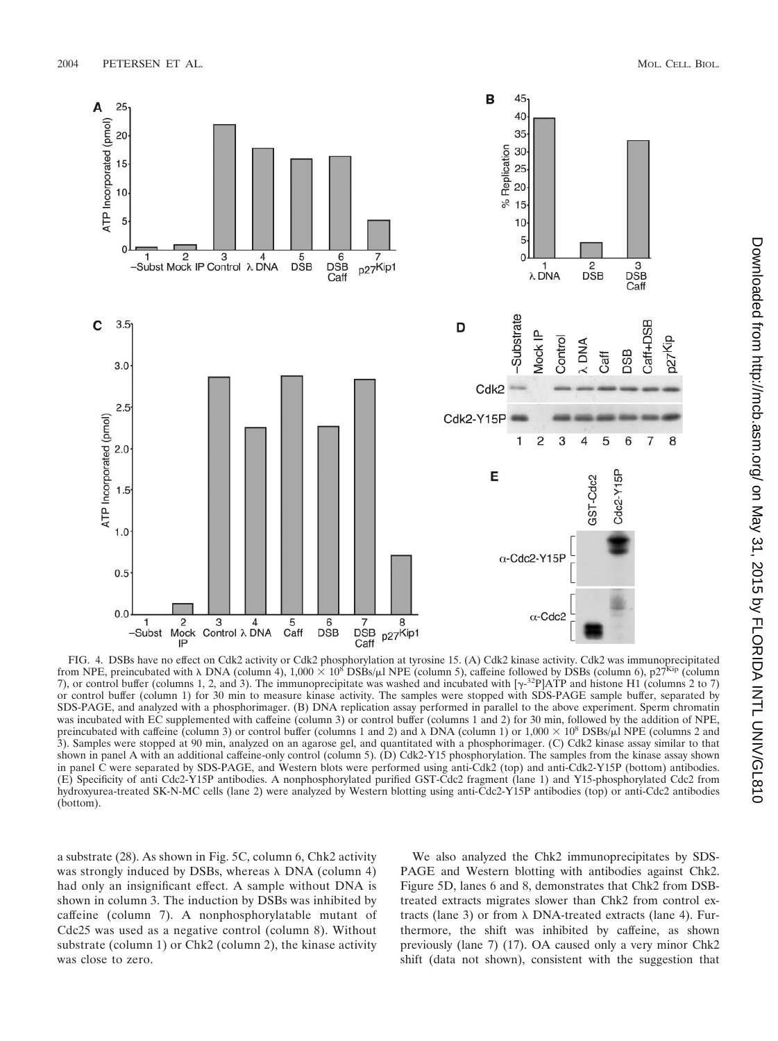FIG. 4. DSBs have no effect on Cdk2 activity or Cdk2 phosphorylation at tyrosine 15. (A) Cdk2 kinase activity. Cdk2 was immunoprecipitated from NPE, preincubated with λ DNA (column 4), $1,000 \times 10^8$ DSBs/μl NPE (column 5), caffeine followed by DSBs (column 6), p27[Kip] (column 7), or control buffer (columns 1, 2, and 3). The immunoprecipitate was washed and incubated with [$\gamma$-$^{32}$P]ATP and histone H1 (columns 2 to 7) or control buffer (column 1) for 30 min to measure kinase activity. The samples were stopped with SDS-PAGE sample buffer, separated by SDS-PAGE, and analyzed with a phosphorimager. (B) DNA replication assay performed in parallel to the above experiment. Sperm chromatin was incubated with EC supplemented with caffeine (column 3) or control buffer (columns 1 and 2) for 30 min, followed by the addition of NPE, preincubated with caffeine (column 3) or control buffer (columns 1 and 2) and λ DNA (column 1) or $1,000 \times 10^8$ DSBs/μl NPE (columns 2 and 3). Samples were stopped at 90 min, analyzed on an agarose gel, and quantitated with a phosphorimager. (C) Cdk2 kinase assay similar to that shown in panel A with an additional caffeine-only control (column 5). (D) Cdk2-Y15 phosphorylation. The samples from the kinase assay shown in panel C were separated by SDS-PAGE, and Western blots were performed using anti-Cdk2 (top) and anti-Cdk2-Y15P (bottom) antibodies. (E) Specificity of anti Cdc2-Y15P antibodies. A nonphosphorylated purified GST-Cdc2 fragment (lane 1) and Y15-phosphorylated Cdc2 from hydroxyurea-treated SK-N-MC cells (lane 2) were analyzed by Western blotting using anti-Cdc2-Y15P antibodies (top) or anti-Cdc2 antibodies (bottom).

a substrate (28). As shown in Fig. 5C, column 6, Chk2 activity was strongly induced by DSBs, whereas λ DNA (column 4) had only an insignificant effect. A sample without DNA is shown in column 3. The induction by DSBs was inhibited by caffeine (column 7). A nonphosphorylatable mutant of Cdc25 was used as a negative control (column 8). Without substrate (column 1) or Chk2 (column 2), the kinase activity was close to zero.

We also analyzed the Chk2 immunoprecipitates by SDS-PAGE and Western blotting with antibodies against Chk2. Figure 5D, lanes 6 and 8, demonstrates that Chk2 from DSB-treated extracts migrates slower than Chk2 from control extracts (lane 3) or from λ DNA-treated extracts (lane 4). Furthermore, the shift was inhibited by caffeine, as shown previously (lane 7) (17). OA caused only a very minor Chk2 shift (data not shown), consistent with the suggestion that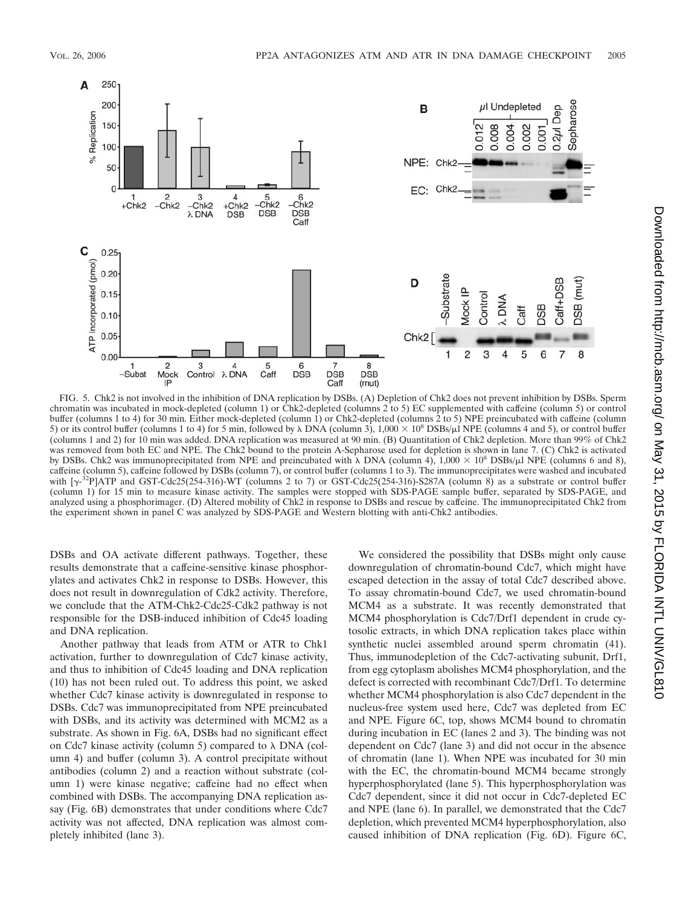FIG. 5. Chk2 is not involved in the inhibition of DNA replication by DSBs. (A) Depletion of Chk2 does not prevent inhibition by DSBs. Sperm chromatin was incubated in mock-depleted (column 1) or Chk2-depleted (columns 2 to 5) EC supplemented with caffeine (column 5) or control buffer (columns 1 to 4) for 30 min. Either mock-depleted (column 1) or Chk2-depleted (columns 2 to 5) NPE preincubated with caffeine (column 5) or its control buffer (columns 1 to 4) for 5 min, followed by λ DNA (column 3), $1,000 \times 10^8$ DSBs/μl NPE (columns 4 and 5), or control buffer (columns 1 and 2) for 10 min was added. DNA replication was measured at 90 min. (B) Quantitation of Chk2 depletion. More than 99% of Chk2 was removed from both EC and NPE. The Chk2 bound to the protein A-Sepharose used for depletion is shown in lane 7. (C) Chk2 is activated by DSBs. Chk2 was immunoprecipitated from NPE and preincubated with λ DNA (column 4), $1,000 \times 10^8$ DSBs/μl NPE (columns 6 and 8), caffeine (column 5), caffeine followed by DSBs (column 7), or control buffer (columns 1 to 3). The immunoprecipitates were washed and incubated with [γ-$^{32}$P]ATP and GST-Cdc25(254-316)-WT (columns 2 to 7) or GST-Cdc25(254-316)-S287A (column 8) as a substrate or control buffer (column 1) for 15 min to measure kinase activity. The samples were stopped with SDS-PAGE sample buffer, separated by SDS-PAGE, and analyzed using a phosphorimager. (D) Altered mobility of Chk2 in response to DSBs and rescue by caffeine. The immunoprecipitated Chk2 from the experiment shown in panel C was analyzed by SDS-PAGE and Western blotting with anti-Chk2 antibodies.

DSBs and OA activate different pathways. Together, these results demonstrate that a caffeine-sensitive kinase phosphorylates and activates Chk2 in response to DSBs. However, this does not result in downregulation of Cdk2 activity. Therefore, we conclude that the ATM-Chk2-Cdc25-Cdk2 pathway is not responsible for the DSB-induced inhibition of Cdc45 loading and DNA replication.

Another pathway that leads from ATM or ATR to Chk1 activation, further to downregulation of Cdc7 kinase activity, and thus to inhibition of Cdc45 loading and DNA replication (10) has not been ruled out. To address this point, we asked whether Cdc7 kinase activity is downregulated in response to DSBs. Cdc7 was immunoprecipitated from NPE preincubated with DSBs, and its activity was determined with MCM2 as a substrate. As shown in Fig. 6A, DSBs had no significant effect on Cdc7 kinase activity (column 5) compared to λ DNA (column 4) and buffer (column 3). A control precipitate without antibodies (column 2) and a reaction without substrate (column 1) were kinase negative; caffeine had no effect when combined with DSBs. The accompanying DNA replication assay (Fig. 6B) demonstrates that under conditions where Cdc7 activity was not affected, DNA replication was almost completely inhibited (lane 3).

We considered the possibility that DSBs might only cause downregulation of chromatin-bound Cdc7, which might have escaped detection in the assay of total Cdc7 described above. To assay chromatin-bound Cdc7, we used chromatin-bound MCM4 as a substrate. It was recently demonstrated that MCM4 phosphorylation is Cdc7/Drf1 dependent in crude cytosolic extracts, in which DNA replication takes place within synthetic nuclei assembled around sperm chromatin (41). Thus, immunodepletion of the Cdc7-activating subunit, Drf1, from egg cytoplasm abolishes MCM4 phosphorylation, and the defect is corrected with recombinant Cdc7/Drf1. To determine whether MCM4 phosphorylation is also Cdc7 dependent in the nucleus-free system used here, Cdc7 was depleted from EC and NPE. Figure 6C, top, shows MCM4 bound to chromatin during incubation in EC (lanes 2 and 3). The binding was not dependent on Cdc7 (lane 3) and did not occur in the absence of chromatin (lane 1). When NPE was incubated for 30 min with the EC, the chromatin-bound MCM4 became strongly hyperphosphorylated (lane 5). This hyperphosphorylation was Cdc7 dependent, since it did not occur in Cdc7-depleted EC and NPE (lane 6). In parallel, we demonstrated that the Cdc7 depletion, which prevented MCM4 hyperphosphorylation, also caused inhibition of DNA replication (Fig. 6D). Figure 6C,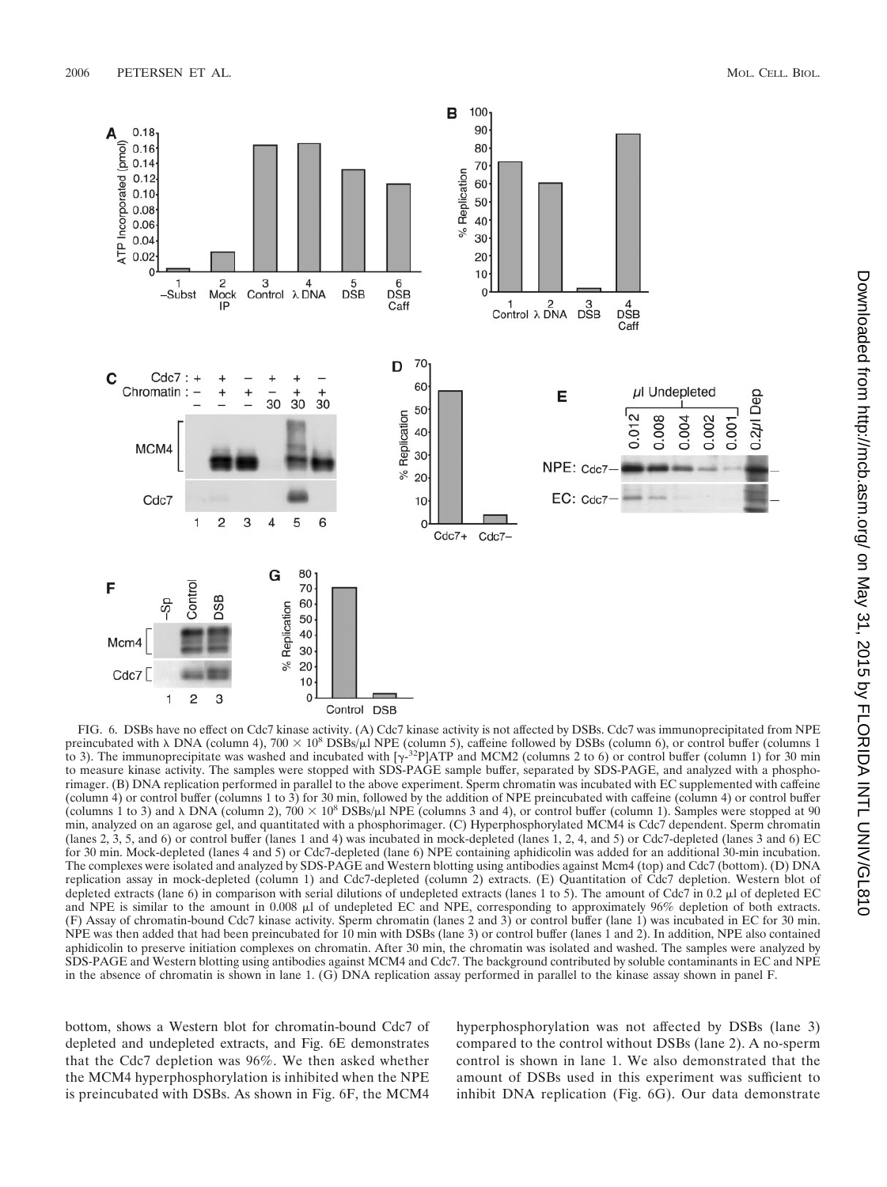FIG. 6. DSBs have no effect on Cdc7 kinase activity. (A) Cdc7 kinase activity is not affected by DSBs. Cdc7 was immunoprecipitated from NPE preincubated with λ DNA (column 4), 700 × $10^8$ DSBs/μl NPE (column 5), caffeine followed by DSBs (column 6), or control buffer (columns 1 to 3). The immunoprecipitate was washed and incubated with [γ-$^{32}$P]ATP and MCM2 (columns 2 to 6) or control buffer (column 1) for 30 min to measure kinase activity. The samples were stopped with SDS-PAGE sample buffer, separated by SDS-PAGE, and analyzed with a phosphorimager. (B) DNA replication performed in parallel to the above experiment. Sperm chromatin was incubated with EC supplemented with caffeine (column 4) or control buffer (columns 1 to 3) for 30 min, followed by the addition of NPE preincubated with caffeine (column 4) or control buffer (columns 1 to 3) and λ DNA (column 2), 700 × $10^8$ DSBs/μl NPE (columns 3 and 4), or control buffer (column 1). Samples were stopped at 90 min, analyzed on an agarose gel, and quantitated with a phosphorimager. (C) Hyperphosphorylated MCM4 is Cdc7 dependent. Sperm chromatin (lanes 2, 3, 5, and 6) or control buffer (lanes 1 and 4) was incubated in mock-depleted (lanes 1, 2, 4, and 5) or Cdc7-depleted (lanes 3 and 6) EC for 30 min. Mock-depleted (lanes 4 and 5) or Cdc7-depleted (lane 6) NPE containing aphidicolin was added for an additional 30-min incubation. The complexes were isolated and analyzed by SDS-PAGE and Western blotting using antibodies against Mcm4 (top) and Cdc7 (bottom). (D) DNA replication assay in mock-depleted (column 1) and Cdc7-depleted (column 2) extracts. (E) Quantitation of Cdc7 depletion. Western blot of depleted extracts (lane 6) in comparison with serial dilutions of undepleted extracts (lanes 1 to 5). The amount of Cdc7 in 0.2 μl of depleted EC and NPE is similar to the amount in 0.008 μl of undepleted EC and NPE, corresponding to approximately 96% depletion of both extracts. (F) Assay of chromatin-bound Cdc7 kinase activity. Sperm chromatin (lanes 2 and 3) or control buffer (lane 1) was incubated in EC for 30 min. NPE was then added that had been preincubated for 10 min with DSBs (lane 3) or control buffer (lanes 1 and 2). In addition, NPE also contained aphidicolin to preserve initiation complexes on chromatin. After 30 min, the chromatin was isolated and washed. The samples were analyzed by SDS-PAGE and Western blotting using antibodies against MCM4 and Cdc7. The background contributed by soluble contaminants in EC and NPE in the absence of chromatin is shown in lane 1. (G) DNA replication assay performed in parallel to the kinase assay shown in panel F.

bottom, shows a Western blot for chromatin-bound Cdc7 of depleted and undepleted extracts, and Fig. 6E demonstrates that the Cdc7 depletion was 96%. We then asked whether the MCM4 hyperphosphorylation is inhibited when the NPE is preincubated with DSBs. As shown in Fig. 6F, the MCM4 hyperphosphorylation was not affected by DSBs (lane 3) compared to the control without DSBs (lane 2). A no-sperm control is shown in lane 1. We also demonstrated that the amount of DSBs used in this experiment was sufficient to inhibit DNA replication (Fig. 6G). Our data demonstrate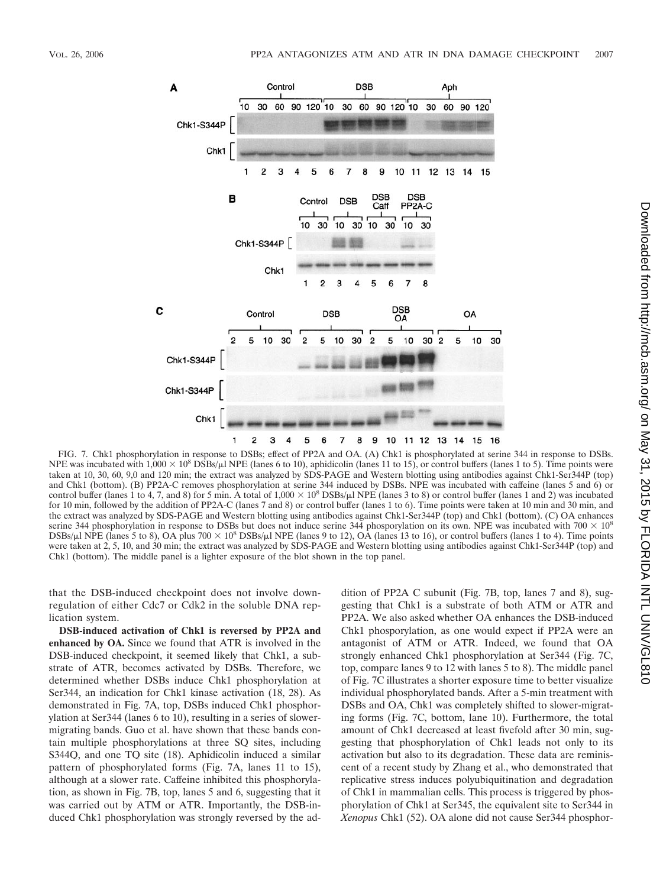FIG. 7. Chk1 phosphorylation in response to DSBs; effect of PP2A and OA. (A) Chk1 is phosphorylated at serine 344 in response to DSBs. NPE was incubated with $1{,}000 \times 10^8$ DSBs/μl NPE (lanes 6 to 10), aphidicolin (lanes 11 to 15), or control buffers (lanes 1 to 5). Time points were taken at 10, 30, 60, 9,0 and 120 min; the extract was analyzed by SDS-PAGE and Western blotting using antibodies against Chk1-Ser344P (top) and Chk1 (bottom). (B) PP2A-C removes phosphorylation at serine 344 induced by DSBs. NPE was incubated with caffeine (lanes 5 and 6) or control buffer (lanes 1 to 4, 7, and 8) for 5 min. A total of $1{,}000 \times 10^8$ DSBs/μl NPE (lanes 3 to 8) or control buffer (lanes 1 and 2) was incubated for 10 min, followed by the addition of PP2A-C (lanes 7 and 8) or control buffer (lanes 1 to 6). Time points were taken at 10 min and 30 min, and the extract was analyzed by SDS-PAGE and Western blotting using antibodies against Chk1-Ser344P (top) and Chk1 (bottom). (C) OA enhances serine 344 phosphorylation in response to DSBs but does not induce serine 344 phosporylation on its own. NPE was incubated with $700 \times 10^8$ DSBs/μl NPE (lanes 5 to 8), OA plus $700 \times 10^8$ DSBs/μl NPE (lanes 9 to 12), OA (lanes 13 to 16), or control buffers (lanes 1 to 4). Time points were taken at 2, 5, 10, and 30 min; the extract was analyzed by SDS-PAGE and Western blotting using antibodies against Chk1-Ser344P (top) and Chk1 (bottom). The middle panel is a lighter exposure of the blot shown in the top panel.

that the DSB-induced checkpoint does not involve downregulation of either Cdc7 or Cdk2 in the soluble DNA replication system.

**DSB-induced activation of Chk1 is reversed by PP2A and enhanced by OA.** Since we found that ATR is involved in the DSB-induced checkpoint, it seemed likely that Chk1, a substrate of ATR, becomes activated by DSBs. Therefore, we determined whether DSBs induce Chk1 phosphorylation at Ser344, an indication for Chk1 kinase activation (18, 28). As demonstrated in Fig. 7A, top, DSBs induced Chk1 phosphorylation at Ser344 (lanes 6 to 10), resulting in a series of slower-migrating bands. Guo et al. have shown that these bands contain multiple phosphorylations at three SQ sites, including S344Q, and one TQ site (18). Aphidicolin induced a similar pattern of phosphorylated forms (Fig. 7A, lanes 11 to 15), although at a slower rate. Caffeine inhibited this phosphorylation, as shown in Fig. 7B, top, lanes 5 and 6, suggesting that it was carried out by ATM or ATR. Importantly, the DSB-induced Chk1 phosphorylation was strongly reversed by the addition of PP2A C subunit (Fig. 7B, top, lanes 7 and 8), suggesting that Chk1 is a substrate of both ATM or ATR and PP2A. We also asked whether OA enhances the DSB-induced Chk1 phosporylation, as one would expect if PP2A were an antagonist of ATM or ATR. Indeed, we found that OA strongly enhanced Chk1 phosphorylation at Ser344 (Fig. 7C, top, compare lanes 9 to 12 with lanes 5 to 8). The middle panel of Fig. 7C illustrates a shorter exposure time to better visualize individual phosphorylated bands. After a 5-min treatment with DSBs and OA, Chk1 was completely shifted to slower-migrating forms (Fig. 7C, bottom, lane 10). Furthermore, the total amount of Chk1 decreased at least fivefold after 30 min, suggesting that phosphorylation of Chk1 leads not only to its activation but also to its degradation. These data are reminiscent of a recent study by Zhang et al., who demonstrated that replicative stress induces polyubiquitination and degradation of Chk1 in mammalian cells. This process is triggered by phosphorylation of Chk1 at Ser345, the equivalent site to Ser344 in *Xenopus* Chk1 (52). OA alone did not cause Ser344 phosphor-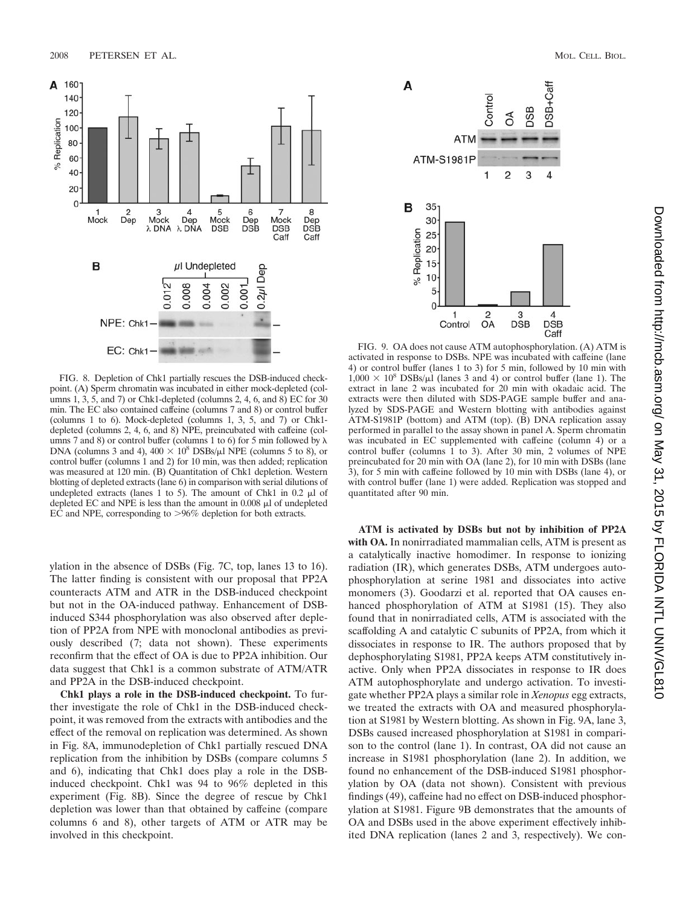FIG. 8. Depletion of Chk1 partially rescues the DSB-induced checkpoint. (A) Sperm chromatin was incubated in either mock-depleted (columns 1, 3, 5, and 7) or Chk1-depleted (columns 2, 4, 6, and 8) EC for 30 min. The EC also contained caffeine (columns 7 and 8) or control buffer (columns 1 to 6). Mock-depleted (columns 1, 3, 5, and 7) or Chk1-depleted (columns 2, 4, 6, and 8) NPE, preincubated with caffeine (columns 7 and 8) or control buffer (columns 1 to 6) for 5 min followed by λ DNA (columns 3 and 4), $400 \times 10^8$ DSBs/μl NPE (columns 5 to 8), or control buffer (columns 1 and 2) for 10 min, was then added; replication was measured at 120 min. (B) Quantitation of Chk1 depletion. Western blotting of depleted extracts (lane 6) in comparison with serial dilutions of undepleted extracts (lanes 1 to 5). The amount of Chk1 in 0.2 μl of depleted EC and NPE is less than the amount in 0.008 μl of undepleted EC and NPE, corresponding to >96% depletion for both extracts.

ylation in the absence of DSBs (Fig. 7C, top, lanes 13 to 16). The latter finding is consistent with our proposal that PP2A counteracts ATM and ATR in the DSB-induced checkpoint but not in the OA-induced pathway. Enhancement of DSB-induced S344 phosphorylation was also observed after depletion of PP2A from NPE with monoclonal antibodies as previously described (7; data not shown). These experiments reconfirm that the effect of OA is due to PP2A inhibition. Our data suggest that Chk1 is a common substrate of ATM/ATR and PP2A in the DSB-induced checkpoint.

**Chk1 plays a role in the DSB-induced checkpoint.** To further investigate the role of Chk1 in the DSB-induced checkpoint, it was removed from the extracts with antibodies and the effect of the removal on replication was determined. As shown in Fig. 8A, immunodepletion of Chk1 partially rescued DNA replication from the inhibition by DSBs (compare columns 5 and 6), indicating that Chk1 does play a role in the DSB-induced checkpoint. Chk1 was 94 to 96% depleted in this experiment (Fig. 8B). Since the degree of rescue by Chk1 depletion was lower than that obtained by caffeine (compare columns 6 and 8), other targets of ATM or ATR may be involved in this checkpoint.

FIG. 9. OA does not cause ATM autophosphorylation. (A) ATM is activated in response to DSBs. NPE was incubated with caffeine (lane 4) or control buffer (lanes 1 to 3) for 5 min, followed by 10 min with $1{,}000 \times 10^8$ DSBs/μl (lanes 3 and 4) or control buffer (lane 1). The extract in lane 2 was incubated for 20 min with okadaic acid. The extracts were then diluted with SDS-PAGE sample buffer and analyzed by SDS-PAGE and Western blotting with antibodies against ATM-S1981P (bottom) and ATM (top). (B) DNA replication assay performed in parallel to the assay shown in panel A. Sperm chromatin was incubated in EC supplemented with caffeine (column 4) or a control buffer (columns 1 to 3). After 30 min, 2 volumes of NPE preincubated for 20 min with OA (lane 2), for 10 min with DSBs (lane 3), for 5 min with caffeine followed by 10 min with DSBs (lane 4), or with control buffer (lane 1) were added. Replication was stopped and quantitated after 90 min.

**ATM is activated by DSBs but not by inhibition of PP2A with OA.** In nonirradiated mammalian cells, ATM is present as a catalytically inactive homodimer. In response to ionizing radiation (IR), which generates DSBs, ATM undergoes autophosphorylation at serine 1981 and dissociates into active monomers (3). Goodarzi et al. reported that OA causes enhanced phosphorylation of ATM at S1981 (15). They also found that in nonirradiated cells, ATM is associated with the scaffolding A and catalytic C subunits of PP2A, from which it dissociates in response to IR. The authors proposed that by dephosphorylating S1981, PP2A keeps ATM constitutively inactive. Only when PP2A dissociates in response to IR does ATM autophosphorylate and undergo activation. To investigate whether PP2A plays a similar role in *Xenopus* egg extracts, we treated the extracts with OA and measured phosphorylation at S1981 by Western blotting. As shown in Fig. 9A, lane 3, DSBs caused increased phosphorylation at S1981 in comparison to the control (lane 1). In contrast, OA did not cause an increase in S1981 phosphorylation (lane 2). In addition, we found no enhancement of the DSB-induced S1981 phosphorylation by OA (data not shown). Consistent with previous findings (49), caffeine had no effect on DSB-induced phosphorylation at S1981. Figure 9B demonstrates that the amounts of OA and DSBs used in the above experiment effectively inhibited DNA replication (lanes 2 and 3, respectively). We con-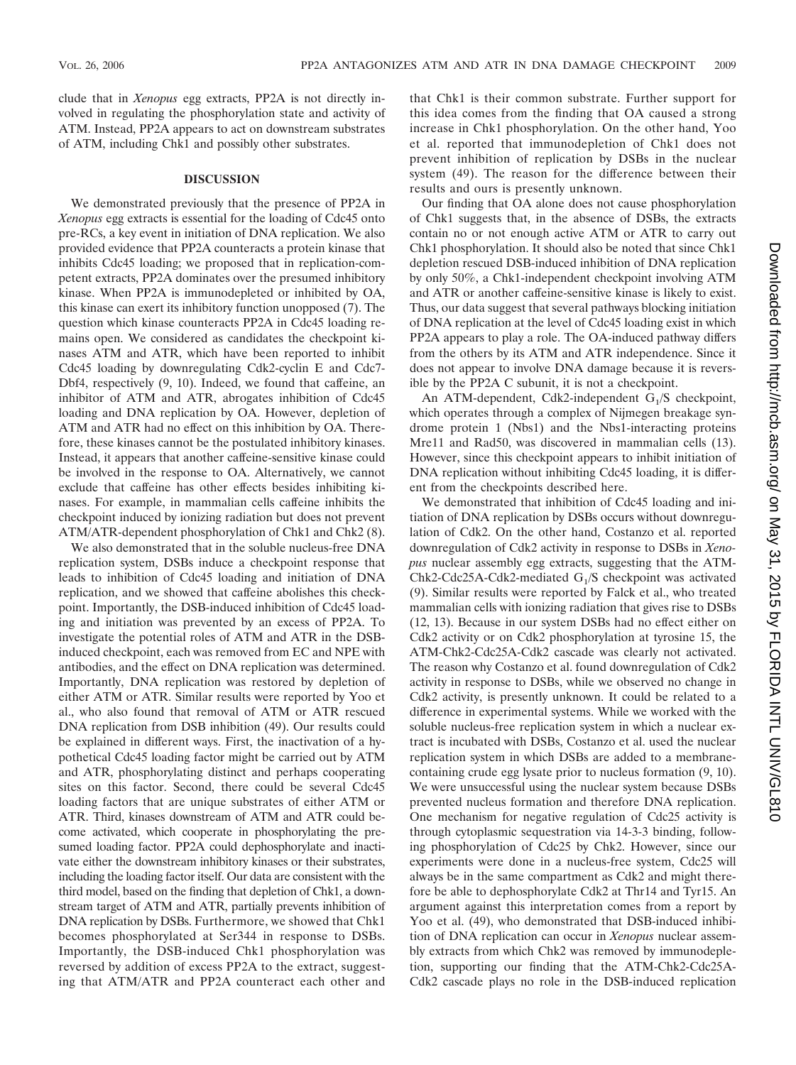clude that in *Xenopus* egg extracts, PP2A is not directly involved in regulating the phosphorylation state and activity of ATM. Instead, PP2A appears to act on downstream substrates of ATM, including Chk1 and possibly other substrates.

## DISCUSSION

We demonstrated previously that the presence of PP2A in *Xenopus* egg extracts is essential for the loading of Cdc45 onto pre-RCs, a key event in initiation of DNA replication. We also provided evidence that PP2A counteracts a protein kinase that inhibits Cdc45 loading; we proposed that in replication-competent extracts, PP2A dominates over the presumed inhibitory kinase. When PP2A is immunodepleted or inhibited by OA, this kinase can exert its inhibitory function unopposed (7). The question which kinase counteracts PP2A in Cdc45 loading remains open. We considered as candidates the checkpoint kinases ATM and ATR, which have been reported to inhibit Cdc45 loading by downregulating Cdk2-cyclin E and Cdc7-Dbf4, respectively (9, 10). Indeed, we found that caffeine, an inhibitor of ATM and ATR, abrogates inhibition of Cdc45 loading and DNA replication by OA. However, depletion of ATM and ATR had no effect on this inhibition by OA. Therefore, these kinases cannot be the postulated inhibitory kinases. Instead, it appears that another caffeine-sensitive kinase could be involved in the response to OA. Alternatively, we cannot exclude that caffeine has other effects besides inhibiting kinases. For example, in mammalian cells caffeine inhibits the checkpoint induced by ionizing radiation but does not prevent ATM/ATR-dependent phosphorylation of Chk1 and Chk2 (8).

We also demonstrated that in the soluble nucleus-free DNA replication system, DSBs induce a checkpoint response that leads to inhibition of Cdc45 loading and initiation of DNA replication, and we showed that caffeine abolishes this checkpoint. Importantly, the DSB-induced inhibition of Cdc45 loading and initiation was prevented by an excess of PP2A. To investigate the potential roles of ATM and ATR in the DSB-induced checkpoint, each was removed from EC and NPE with antibodies, and the effect on DNA replication was determined. Importantly, DNA replication was restored by depletion of either ATM or ATR. Similar results were reported by Yoo et al., who also found that removal of ATM or ATR rescued DNA replication from DSB inhibition (49). Our results could be explained in different ways. First, the inactivation of a hypothetical Cdc45 loading factor might be carried out by ATM and ATR, phosphorylating distinct and perhaps cooperating sites on this factor. Second, there could be several Cdc45 loading factors that are unique substrates of either ATM or ATR. Third, kinases downstream of ATM and ATR could become activated, which cooperate in phosphorylating the presumed loading factor. PP2A could dephosphorylate and inactivate either the downstream inhibitory kinases or their substrates, including the loading factor itself. Our data are consistent with the third model, based on the finding that depletion of Chk1, a downstream target of ATM and ATR, partially prevents inhibition of DNA replication by DSBs. Furthermore, we showed that Chk1 becomes phosphorylated at Ser344 in response to DSBs. Importantly, the DSB-induced Chk1 phosphorylation was reversed by addition of excess PP2A to the extract, suggesting that ATM/ATR and PP2A counteract each other and that Chk1 is their common substrate. Further support for this idea comes from the finding that OA caused a strong increase in Chk1 phosphorylation. On the other hand, Yoo et al. reported that immunodepletion of Chk1 does not prevent inhibition of replication by DSBs in the nuclear system (49). The reason for the difference between their results and ours is presently unknown.

Our finding that OA alone does not cause phosphorylation of Chk1 suggests that, in the absence of DSBs, the extracts contain no or not enough active ATM or ATR to carry out Chk1 phosphorylation. It should also be noted that since Chk1 depletion rescued DSB-induced inhibition of DNA replication by only 50%, a Chk1-independent checkpoint involving ATM and ATR or another caffeine-sensitive kinase is likely to exist. Thus, our data suggest that several pathways blocking initiation of DNA replication at the level of Cdc45 loading exist in which PP2A appears to play a role. The OA-induced pathway differs from the others by its ATM and ATR independence. Since it does not appear to involve DNA damage because it is reversible by the PP2A C subunit, it is not a checkpoint.

An ATM-dependent, Cdk2-independent $G_1$/S checkpoint, which operates through a complex of Nijmegen breakage syndrome protein 1 (Nbs1) and the Nbs1-interacting proteins Mre11 and Rad50, was discovered in mammalian cells (13). However, since this checkpoint appears to inhibit initiation of DNA replication without inhibiting Cdc45 loading, it is different from the checkpoints described here.

We demonstrated that inhibition of Cdc45 loading and initiation of DNA replication by DSBs occurs without downregulation of Cdk2. On the other hand, Costanzo et al. reported downregulation of Cdk2 activity in response to DSBs in *Xenopus* nuclear assembly egg extracts, suggesting that the ATM-Chk2-Cdc25A-Cdk2-mediated $G_1$/S checkpoint was activated (9). Similar results were reported by Falck et al., who treated mammalian cells with ionizing radiation that gives rise to DSBs (12, 13). Because in our system DSBs had no effect either on Cdk2 activity or on Cdk2 phosphorylation at tyrosine 15, the ATM-Chk2-Cdc25A-Cdk2 cascade was clearly not activated. The reason why Costanzo et al. found downregulation of Cdk2 activity in response to DSBs, while we observed no change in Cdk2 activity, is presently unknown. It could be related to a difference in experimental systems. While we worked with the soluble nucleus-free replication system in which a nuclear extract is incubated with DSBs, Costanzo et al. used the nuclear replication system in which DSBs are added to a membrane-containing crude egg lysate prior to nucleus formation (9, 10). We were unsuccessful using the nuclear system because DSBs prevented nucleus formation and therefore DNA replication. One mechanism for negative regulation of Cdc25 activity is through cytoplasmic sequestration via 14-3-3 binding, following phosphorylation of Cdc25 by Chk2. However, since our experiments were done in a nucleus-free system, Cdc25 will always be in the same compartment as Cdk2 and might therefore be able to dephosphorylate Cdk2 at Thr14 and Tyr15. An argument against this interpretation comes from a report by Yoo et al. (49), who demonstrated that DSB-induced inhibition of DNA replication can occur in *Xenopus* nuclear assembly extracts from which Chk2 was removed by immunodepletion, supporting our finding that the ATM-Chk2-Cdc25A-Cdk2 cascade plays no role in the DSB-induced replication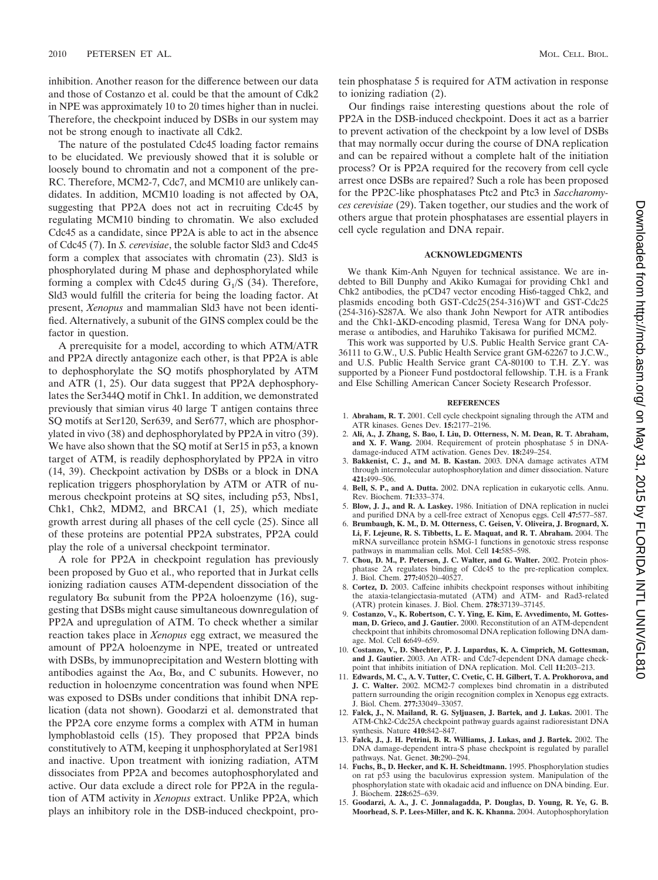inhibition. Another reason for the difference between our data and those of Costanzo et al. could be that the amount of Cdk2 in NPE was approximately 10 to 20 times higher than in nuclei. Therefore, the checkpoint induced by DSBs in our system may not be strong enough to inactivate all Cdk2.

The nature of the postulated Cdc45 loading factor remains to be elucidated. We previously showed that it is soluble or loosely bound to chromatin and not a component of the pre-RC. Therefore, MCM2-7, Cdc7, and MCM10 are unlikely candidates. In addition, MCM10 loading is not affected by OA, suggesting that PP2A does not act in recruiting Cdc45 by regulating MCM10 binding to chromatin. We also excluded Cdc45 as a candidate, since PP2A is able to act in the absence of Cdc45 (7). In *S. cerevisiae*, the soluble factor Sld3 and Cdc45 form a complex that associates with chromatin (23). Sld3 is phosphorylated during M phase and dephosphorylated while forming a complex with Cdc45 during $G_1$/S (34). Therefore, Sld3 would fulfill the criteria for being the loading factor. At present, *Xenopus* and mammalian Sld3 have not been identified. Alternatively, a subunit of the GINS complex could be the factor in question.

A prerequisite for a model, according to which ATM/ATR and PP2A directly antagonize each other, is that PP2A is able to dephosphorylate the SQ motifs phosphorylated by ATM and ATR (1, 25). Our data suggest that PP2A dephosphorylates the Ser344Q motif in Chk1. In addition, we demonstrated previously that simian virus 40 large T antigen contains three SQ motifs at Ser120, Ser639, and Ser677, which are phosphorylated in vivo (38) and dephosphorylated by PP2A in vitro (39). We have also shown that the SQ motif at Ser15 in p53, a known target of ATM, is readily dephosphorylated by PP2A in vitro (14, 39). Checkpoint activation by DSBs or a block in DNA replication triggers phosphorylation by ATM or ATR of numerous checkpoint proteins at SQ sites, including p53, Nbs1, Chk1, Chk2, MDM2, and BRCA1 (1, 25), which mediate growth arrest during all phases of the cell cycle (25). Since all of these proteins are potential PP2A substrates, PP2A could play the role of a universal checkpoint terminator.

A role for PP2A in checkpoint regulation has previously been proposed by Guo et al., who reported that in Jurkat cells ionizing radiation causes ATM-dependent dissociation of the regulatory Bα subunit from the PP2A holoenzyme (16), suggesting that DSBs might cause simultaneous downregulation of PP2A and upregulation of ATM. To check whether a similar reaction takes place in *Xenopus* egg extract, we measured the amount of PP2A holoenzyme in NPE, treated or untreated with DSBs, by immunoprecipitation and Western blotting with antibodies against the Aα, Bα, and C subunits. However, no reduction in holoenzyme concentration was found when NPE was exposed to DSBs under conditions that inhibit DNA replication (data not shown). Goodarzi et al. demonstrated that the PP2A core enzyme forms a complex with ATM in human lymphoblastoid cells (15). They proposed that PP2A binds constitutively to ATM, keeping it unphosphorylated at Ser1981 and inactive. Upon treatment with ionizing radiation, ATM dissociates from PP2A and becomes autophosphorylated and active. Our data exclude a direct role for PP2A in the regulation of ATM activity in *Xenopus* extract. Unlike PP2A, which plays an inhibitory role in the DSB-induced checkpoint, protein phosphatase 5 is required for ATM activation in response to ionizing radiation (2).

Our findings raise interesting questions about the role of PP2A in the DSB-induced checkpoint. Does it act as a barrier to prevent activation of the checkpoint by a low level of DSBs that may normally occur during the course of DNA replication and can be repaired without a complete halt of the initiation process? Or is PP2A required for the recovery from cell cycle arrest once DSBs are repaired? Such a role has been proposed for the PP2C-like phosphatases Ptc2 and Ptc3 in *Saccharomyces cerevisiae* (29). Taken together, our studies and the work of others argue that protein phosphatases are essential players in cell cycle regulation and DNA repair.

## ACKNOWLEDGMENTS

We thank Kim-Anh Nguyen for technical assistance. We are indebted to Bill Dunphy and Akiko Kumagai for providing Chk1 and Chk2 antibodies, the pCD47 vector encoding His6-tagged Chk2, and plasmids encoding both GST-Cdc25(254-316)WT and GST-Cdc25 (254-316)-S287A. We also thank John Newport for ATR antibodies and the Chk1-ΔKD-encoding plasmid, Teresa Wang for DNA polymerase α antibodies, and Haruhiko Takisawa for purified MCM2.

This work was supported by U.S. Public Health Service grant CA-36111 to G.W., U.S. Public Health Service grant GM-62267 to J.C.W., and U.S. Public Health Service grant CA-80100 to T.H. Z.Y. was supported by a Pioneer Fund postdoctoral fellowship. T.H. is a Frank and Else Schilling American Cancer Society Research Professor.

## REFERENCES

1. **Abraham, R. T.** 2001. Cell cycle checkpoint signaling through the ATM and ATR kinases. Genes Dev. **15:**2177–2196.
2. **Ali, A., J. Zhang, S. Bao, I. Liu, D. Otterness, N. M. Dean, R. T. Abraham, and X. F. Wang.** 2004. Requirement of protein phosphatase 5 in DNA-damage-induced ATM activation. Genes Dev. **18:**249–254.
3. **Bakkenist, C. J., and M. B. Kastan.** 2003. DNA damage activates ATM through intermolecular autophosphorylation and dimer dissociation. Nature **421:**499–506.
4. **Bell, S. P., and A. Dutta.** 2002. DNA replication in eukaryotic cells. Annu. Rev. Biochem. **71:**333–374.
5. **Blow, J. J., and R. A. Laskey.** 1986. Initiation of DNA replication in nuclei and purified DNA by a cell-free extract of Xenopus eggs. Cell **47:**577–587.
6. **Brumbaugh, K. M., D. M. Otterness, C. Geisen, V. Oliveira, J. Brognard, X. Li, F. Lejeune, R. S. Tibbetts, L. E. Maquat, and R. T. Abraham.** 2004. The mRNA surveillance protein hSMG-1 functions in genotoxic stress response pathways in mammalian cells. Mol. Cell **14:**585–598.
7. **Chou, D. M., P. Petersen, J. C. Walter, and G. Walter.** 2002. Protein phosphatase 2A regulates binding of Cdc45 to the pre-replication complex. J. Biol. Chem. **277:**40520–40527.
8. **Cortez, D.** 2003. Caffeine inhibits checkpoint responses without inhibiting the ataxia-telangiectasia-mutated (ATM) and ATM- and Rad3-related (ATR) protein kinases. J. Biol. Chem. **278:**37139–37145.
9. **Costanzo, V., K. Robertson, C. Y. Ying, E. Kim, E. Avvedimento, M. Gottesman, D. Grieco, and J. Gautier.** 2000. Reconstitution of an ATM-dependent checkpoint that inhibits chromosomal DNA replication following DNA damage. Mol. Cell **6:**649–659.
10. **Costanzo, V., D. Shechter, P. J. Lupardus, K. A. Cimprich, M. Gottesman, and J. Gautier.** 2003. An ATR- and Cdc7-dependent DNA damage checkpoint that inhibits initiation of DNA replication. Mol. Cell **11:**203–213.
11. **Edwards, M. C., A. V. Tutter, C. Cvetic, C. H. Gilbert, T. A. Prokhorova, and J. C. Walter.** 2002. MCM2-7 complexes bind chromatin in a distributed pattern surrounding the origin recognition complex in Xenopus egg extracts. J. Biol. Chem. **277:**33049–33057.
12. **Falck, J., N. Mailand, R. G. Syljuasen, J. Bartek, and J. Lukas.** 2001. The ATM-Chk2-Cdc25A checkpoint pathway guards against radioresistant DNA synthesis. Nature **410:**842–847.
13. **Falck, J., J. H. Petrini, B. R. Williams, J. Lukas, and J. Bartek.** 2002. The DNA damage-dependent intra-S phase checkpoint is regulated by parallel pathways. Nat. Genet. **30:**290–294.
14. **Fuchs, B., D. Hecker, and K. H. Scheidtmann.** 1995. Phosphorylation studies on rat p53 using the baculovirus expression system. Manipulation of the phosphorylation state with okadaic acid and influence on DNA binding. Eur. J. Biochem. **228:**625–639.
15. **Goodarzi, A. A., J. C. Jonnalagadda, P. Douglas, D. Young, R. Ye, G. B. Moorhead, S. P. Lees-Miller, and K. K. Khanna.** 2004. Autophosphorylation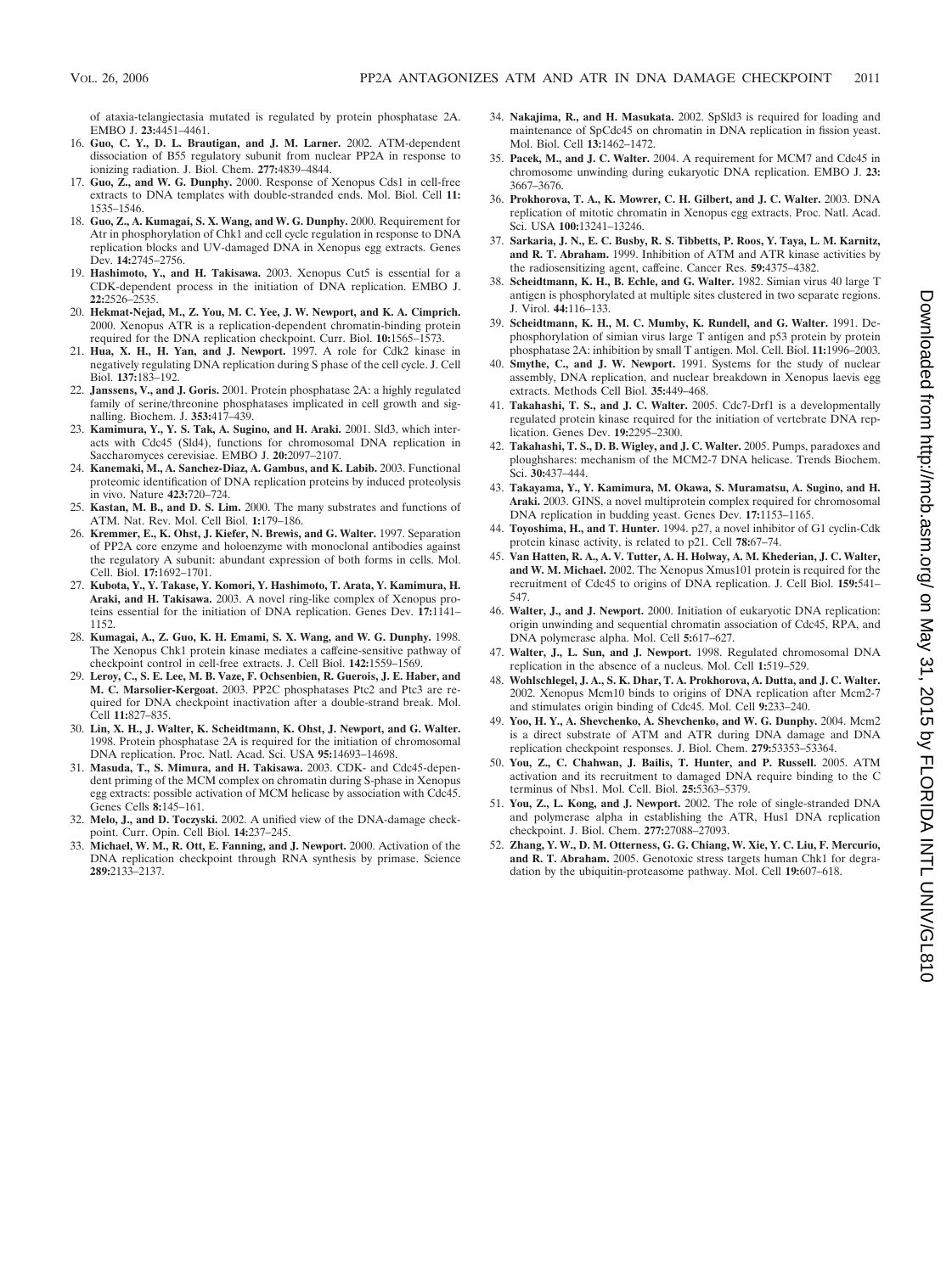of ataxia-telangiectasia mutated is regulated by protein phosphatase 2A. EMBO J. **23:**4451–4461.

16. **Guo, C. Y., D. L. Brautigan, and J. M. Larner.** 2002. ATM-dependent dissociation of B55 regulatory subunit from nuclear PP2A in response to ionizing radiation. J. Biol. Chem. **277:**4839–4844.
17. **Guo, Z., and W. G. Dunphy.** 2000. Response of Xenopus Cds1 in cell-free extracts to DNA templates with double-stranded ends. Mol. Biol. Cell **11:** 1535–1546.
18. **Guo, Z., A. Kumagai, S. X. Wang, and W. G. Dunphy.** 2000. Requirement for Atr in phosphorylation of Chk1 and cell cycle regulation in response to DNA replication blocks and UV-damaged DNA in Xenopus egg extracts. Genes Dev. **14:**2745–2756.
19. **Hashimoto, Y., and H. Takisawa.** 2003. Xenopus Cut5 is essential for a CDK-dependent process in the initiation of DNA replication. EMBO J. **22:**2526–2535.
20. **Hekmat-Nejad, M., Z. You, M. C. Yee, J. W. Newport, and K. A. Cimprich.** 2000. Xenopus ATR is a replication-dependent chromatin-binding protein required for the DNA replication checkpoint. Curr. Biol. **10:**1565–1573.
21. **Hua, X. H., H. Yan, and J. Newport.** 1997. A role for Cdk2 kinase in negatively regulating DNA replication during S phase of the cell cycle. J. Cell Biol. **137:**183–192.
22. **Janssens, V., and J. Goris.** 2001. Protein phosphatase 2A: a highly regulated family of serine/threonine phosphatases implicated in cell growth and signalling. Biochem. J. **353:**417–439.
23. **Kamimura, Y., Y. S. Tak, A. Sugino, and H. Araki.** 2001. Sld3, which interacts with Cdc45 (Sld4), functions for chromosomal DNA replication in Saccharomyces cerevisiae. EMBO J. **20:**2097–2107.
24. **Kanemaki, M., A. Sanchez-Diaz, A. Gambus, and K. Labib.** 2003. Functional proteomic identification of DNA replication proteins by induced proteolysis in vivo. Nature **423:**720–724.
25. **Kastan, M. B., and D. S. Lim.** 2000. The many substrates and functions of ATM. Nat. Rev. Mol. Cell Biol. **1:**179–186.
26. **Kremmer, E., K. Ohst, J. Kiefer, N. Brewis, and G. Walter.** 1997. Separation of PP2A core enzyme and holoenzyme with monoclonal antibodies against the regulatory A subunit: abundant expression of both forms in cells. Mol. Cell. Biol. **17:**1692–1701.
27. **Kubota, Y., Y. Takase, Y. Komori, Y. Hashimoto, T. Arata, Y. Kamimura, H. Araki, and H. Takisawa.** 2003. A novel ring-like complex of Xenopus proteins essential for the initiation of DNA replication. Genes Dev. **17:**1141–1152.
28. **Kumagai, A., Z. Guo, K. H. Emami, S. X. Wang, and W. G. Dunphy.** 1998. The Xenopus Chk1 protein kinase mediates a caffeine-sensitive pathway of checkpoint control in cell-free extracts. J. Cell Biol. **142:**1559–1569.
29. **Leroy, C., S. E. Lee, M. B. Vaze, F. Ochsenbien, R. Guerois, J. E. Haber, and M. C. Marsolier-Kergoat.** 2003. PP2C phosphatases Ptc2 and Ptc3 are required for DNA checkpoint inactivation after a double-strand break. Mol. Cell **11:**827–835.
30. **Lin, X. H., J. Walter, K. Scheidtmann, K. Ohst, J. Newport, and G. Walter.** 1998. Protein phosphatase 2A is required for the initiation of chromosomal DNA replication. Proc. Natl. Acad. Sci. USA **95:**14693–14698.
31. **Masuda, T., S. Mimura, and H. Takisawa.** 2003. CDK- and Cdc45-dependent priming of the MCM complex on chromatin during S-phase in Xenopus egg extracts: possible activation of MCM helicase by association with Cdc45. Genes Cells **8:**145–161.
32. **Melo, J., and D. Toczyski.** 2002. A unified view of the DNA-damage checkpoint. Curr. Opin. Cell Biol. **14:**237–245.
33. **Michael, W. M., R. Ott, E. Fanning, and J. Newport.** 2000. Activation of the DNA replication checkpoint through RNA synthesis by primase. Science **289:**2133–2137.
34. **Nakajima, R., and H. Masukata.** 2002. SpSld3 is required for loading and maintenance of SpCdc45 on chromatin in DNA replication in fission yeast. Mol. Biol. Cell **13:**1462–1472.
35. **Pacek, M., and J. C. Walter.** 2004. A requirement for MCM7 and Cdc45 in chromosome unwinding during eukaryotic DNA replication. EMBO J. **23:** 3667–3676.
36. **Prokhorova, T. A., K. Mowrer, C. H. Gilbert, and J. C. Walter.** 2003. DNA replication of mitotic chromatin in Xenopus egg extracts. Proc. Natl. Acad. Sci. USA **100:**13241–13246.
37. **Sarkaria, J. N., E. C. Busby, R. S. Tibbetts, P. Roos, Y. Taya, L. M. Karnitz, and R. T. Abraham.** 1999. Inhibition of ATM and ATR kinase activities by the radiosensitizing agent, caffeine. Cancer Res. **59:**4375–4382.
38. **Scheidtmann, K. H., B. Echle, and G. Walter.** 1982. Simian virus 40 large T antigen is phosphorylated at multiple sites clustered in two separate regions. J. Virol. **44:**116–133.
39. **Scheidtmann, K. H., M. C. Mumby, K. Rundell, and G. Walter.** 1991. Dephosphorylation of simian virus large T antigen and p53 protein by protein phosphatase 2A: inhibition by small T antigen. Mol. Cell. Biol. **11:**1996–2003.
40. **Smythe, C., and J. W. Newport.** 1991. Systems for the study of nuclear assembly, DNA replication, and nuclear breakdown in Xenopus laevis egg extracts. Methods Cell Biol. **35:**449–468.
41. **Takahashi, T. S., and J. C. Walter.** 2005. Cdc7-Drf1 is a developmentally regulated protein kinase required for the initiation of vertebrate DNA replication. Genes Dev. **19:**2295–2300.
42. **Takahashi, T. S., D. B. Wigley, and J. C. Walter.** 2005. Pumps, paradoxes and ploughshares: mechanism of the MCM2-7 DNA helicase. Trends Biochem. Sci. **30:**437–444.
43. **Takayama, Y., Y. Kamimura, M. Okawa, S. Muramatsu, A. Sugino, and H. Araki.** 2003. GINS, a novel multiprotein complex required for chromosomal DNA replication in budding yeast. Genes Dev. **17:**1153–1165.
44. **Toyoshima, H., and T. Hunter.** 1994. p27, a novel inhibitor of G1 cyclin-Cdk protein kinase activity, is related to p21. Cell **78:**67–74.
45. **Van Hatten, R. A., A. V. Tutter, A. H. Holway, A. M. Khederian, J. C. Walter, and W. M. Michael.** 2002. The Xenopus Xmus101 protein is required for the recruitment of Cdc45 to origins of DNA replication. J. Cell Biol. **159:**541–547.
46. **Walter, J., and J. Newport.** 2000. Initiation of eukaryotic DNA replication: origin unwinding and sequential chromatin association of Cdc45, RPA, and DNA polymerase alpha. Mol. Cell **5:**617–627.
47. **Walter, J., L. Sun, and J. Newport.** 1998. Regulated chromosomal DNA replication in the absence of a nucleus. Mol. Cell **1:**519–529.
48. **Wohlschlegel, J. A., S. K. Dhar, T. A. Prokhorova, A. Dutta, and J. C. Walter.** 2002. Xenopus Mcm10 binds to origins of DNA replication after Mcm2-7 and stimulates origin binding of Cdc45. Mol. Cell **9:**233–240.
49. **Yoo, H. Y., A. Shevchenko, A. Shevchenko, and W. G. Dunphy.** 2004. Mcm2 is a direct substrate of ATM and ATR during DNA damage and DNA replication checkpoint responses. J. Biol. Chem. **279:**53353–53364.
50. **You, Z., C. Chahwan, J. Bailis, T. Hunter, and P. Russell.** 2005. ATM activation and its recruitment to damaged DNA require binding to the C terminus of Nbs1. Mol. Cell. Biol. **25:**5363–5379.
51. **You, Z., L. Kong, and J. Newport.** 2002. The role of single-stranded DNA and polymerase alpha in establishing the ATR, Hus1 DNA replication checkpoint. J. Biol. Chem. **277:**27088–27093.
52. **Zhang, Y. W., D. M. Otterness, G. G. Chiang, W. Xie, Y. C. Liu, F. Mercurio, and R. T. Abraham.** 2005. Genotoxic stress targets human Chk1 for degradation by the ubiquitin-proteasome pathway. Mol. Cell **19:**607–618.